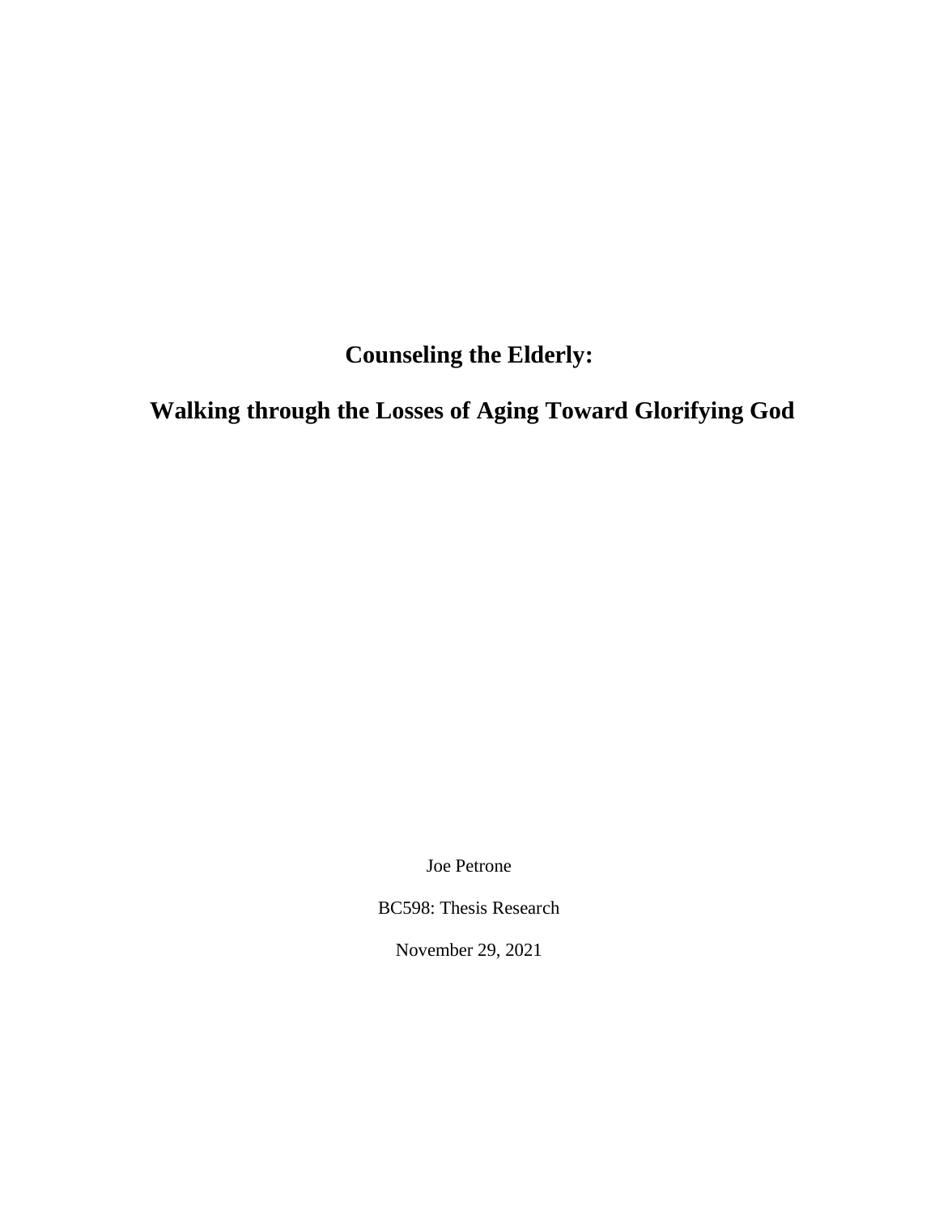# Counseling the Elderly:

# Walking through the Losses of Aging Toward Glorifying God

Joe Petrone

BC598: Thesis Research

November 29, 2021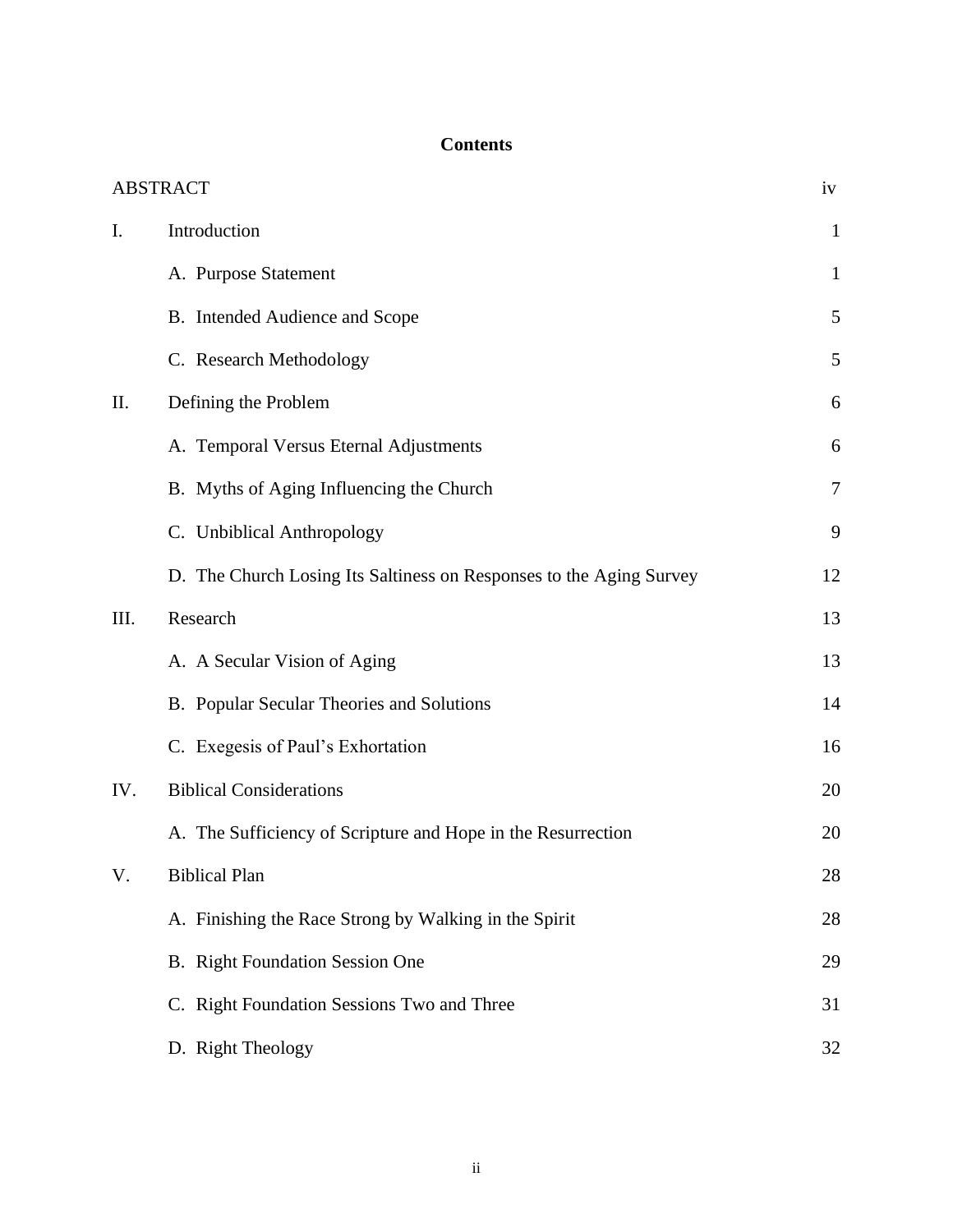# Contents

| | | |
|---|---|---|
| ABSTRACT | | iv |
| I. | Introduction | 1 |
| | A. Purpose Statement | 1 |
| | B. Intended Audience and Scope | 5 |
| | C. Research Methodology | 5 |
| II. | Defining the Problem | 6 |
| | A. Temporal Versus Eternal Adjustments | 6 |
| | B. Myths of Aging Influencing the Church | 7 |
| | C. Unbiblical Anthropology | 9 |
| | D. The Church Losing Its Saltiness on Responses to the Aging Survey | 12 |
| III. | Research | 13 |
| | A. A Secular Vision of Aging | 13 |
| | B. Popular Secular Theories and Solutions | 14 |
| | C. Exegesis of Paul's Exhortation | 16 |
| IV. | Biblical Considerations | 20 |
| | A. The Sufficiency of Scripture and Hope in the Resurrection | 20 |
| V. | Biblical Plan | 28 |
| | A. Finishing the Race Strong by Walking in the Spirit | 28 |
| | B. Right Foundation Session One | 29 |
| | C. Right Foundation Sessions Two and Three | 31 |
| | D. Right Theology | 32 |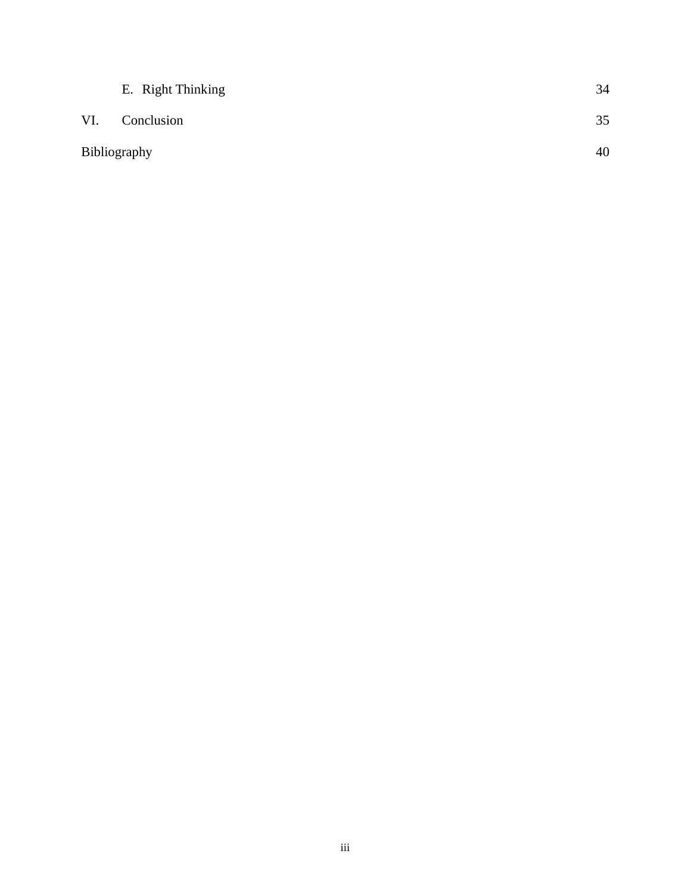| | |
|---|---|
| E. Right Thinking | 34 |
| VI. Conclusion | 35 |
| Bibliography | 40 |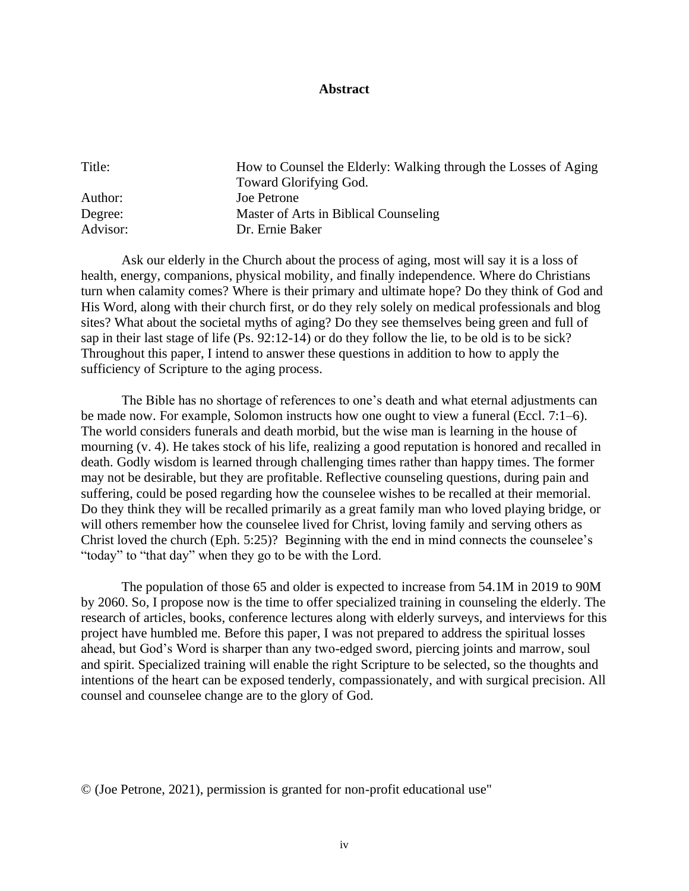**Abstract**

| | |
|---|---|
| Title: | How to Counsel the Elderly: Walking through the Losses of Aging Toward Glorifying God. |
| Author: | Joe Petrone |
| Degree: | Master of Arts in Biblical Counseling |
| Advisor: | Dr. Ernie Baker |

Ask our elderly in the Church about the process of aging, most will say it is a loss of health, energy, companions, physical mobility, and finally independence. Where do Christians turn when calamity comes? Where is their primary and ultimate hope? Do they think of God and His Word, along with their church first, or do they rely solely on medical professionals and blog sites? What about the societal myths of aging? Do they see themselves being green and full of sap in their last stage of life (Ps. 92:12-14) or do they follow the lie, to be old is to be sick? Throughout this paper, I intend to answer these questions in addition to how to apply the sufficiency of Scripture to the aging process.

The Bible has no shortage of references to one's death and what eternal adjustments can be made now. For example, Solomon instructs how one ought to view a funeral (Eccl. 7:1–6). The world considers funerals and death morbid, but the wise man is learning in the house of mourning (v. 4). He takes stock of his life, realizing a good reputation is honored and recalled in death. Godly wisdom is learned through challenging times rather than happy times. The former may not be desirable, but they are profitable. Reflective counseling questions, during pain and suffering, could be posed regarding how the counselee wishes to be recalled at their memorial. Do they think they will be recalled primarily as a great family man who loved playing bridge, or will others remember how the counselee lived for Christ, loving family and serving others as Christ loved the church (Eph. 5:25)? Beginning with the end in mind connects the counselee's "today" to "that day" when they go to be with the Lord.

The population of those 65 and older is expected to increase from 54.1M in 2019 to 90M by 2060. So, I propose now is the time to offer specialized training in counseling the elderly. The research of articles, books, conference lectures along with elderly surveys, and interviews for this project have humbled me. Before this paper, I was not prepared to address the spiritual losses ahead, but God's Word is sharper than any two-edged sword, piercing joints and marrow, soul and spirit. Specialized training will enable the right Scripture to be selected, so the thoughts and intentions of the heart can be exposed tenderly, compassionately, and with surgical precision. All counsel and counselee change are to the glory of God.

© (Joe Petrone, 2021), permission is granted for non-profit educational use"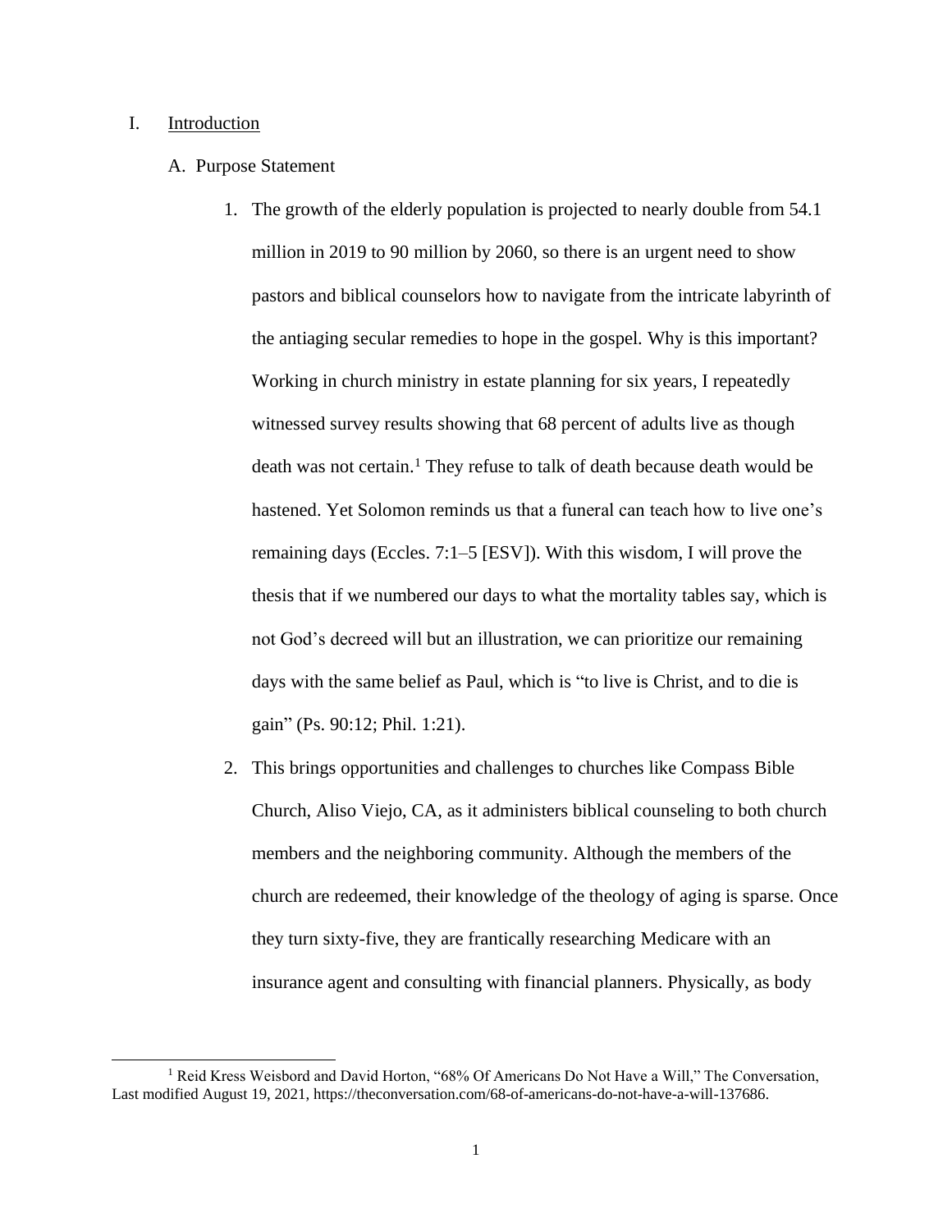I. Introduction

A. Purpose Statement

1. The growth of the elderly population is projected to nearly double from 54.1 million in 2019 to 90 million by 2060, so there is an urgent need to show pastors and biblical counselors how to navigate from the intricate labyrinth of the antiaging secular remedies to hope in the gospel. Why is this important? Working in church ministry in estate planning for six years, I repeatedly witnessed survey results showing that 68 percent of adults live as though death was not certain.[1] They refuse to talk of death because death would be hastened. Yet Solomon reminds us that a funeral can teach how to live one's remaining days (Eccles. 7:1–5 [ESV]). With this wisdom, I will prove the thesis that if we numbered our days to what the mortality tables say, which is not God's decreed will but an illustration, we can prioritize our remaining days with the same belief as Paul, which is "to live is Christ, and to die is gain" (Ps. 90:12; Phil. 1:21).

2. This brings opportunities and challenges to churches like Compass Bible Church, Aliso Viejo, CA, as it administers biblical counseling to both church members and the neighboring community. Although the members of the church are redeemed, their knowledge of the theology of aging is sparse. Once they turn sixty-five, they are frantically researching Medicare with an insurance agent and consulting with financial planners. Physically, as body

[1] Reid Kress Weisbord and David Horton, "68% Of Americans Do Not Have a Will," The Conversation, Last modified August 19, 2021, https://theconversation.com/68-of-americans-do-not-have-a-will-137686.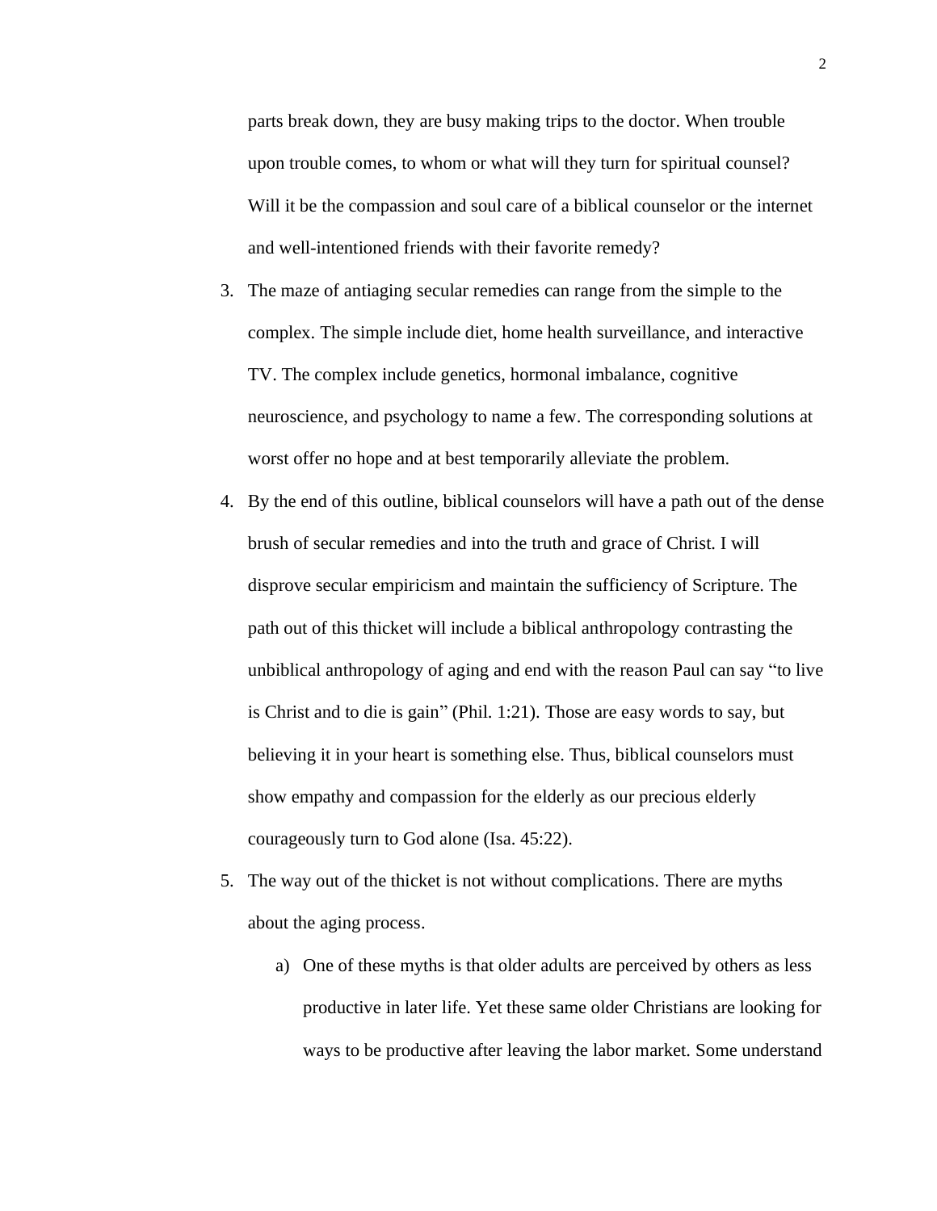parts break down, they are busy making trips to the doctor. When trouble upon trouble comes, to whom or what will they turn for spiritual counsel? Will it be the compassion and soul care of a biblical counselor or the internet and well-intentioned friends with their favorite remedy?

3. The maze of antiaging secular remedies can range from the simple to the complex. The simple include diet, home health surveillance, and interactive TV. The complex include genetics, hormonal imbalance, cognitive neuroscience, and psychology to name a few. The corresponding solutions at worst offer no hope and at best temporarily alleviate the problem.
4. By the end of this outline, biblical counselors will have a path out of the dense brush of secular remedies and into the truth and grace of Christ. I will disprove secular empiricism and maintain the sufficiency of Scripture. The path out of this thicket will include a biblical anthropology contrasting the unbiblical anthropology of aging and end with the reason Paul can say "to live is Christ and to die is gain" (Phil. 1:21). Those are easy words to say, but believing it in your heart is something else. Thus, biblical counselors must show empathy and compassion for the elderly as our precious elderly courageously turn to God alone (Isa. 45:22).
5. The way out of the thicket is not without complications. There are myths about the aging process.
   a) One of these myths is that older adults are perceived by others as less productive in later life. Yet these same older Christians are looking for ways to be productive after leaving the labor market. Some understand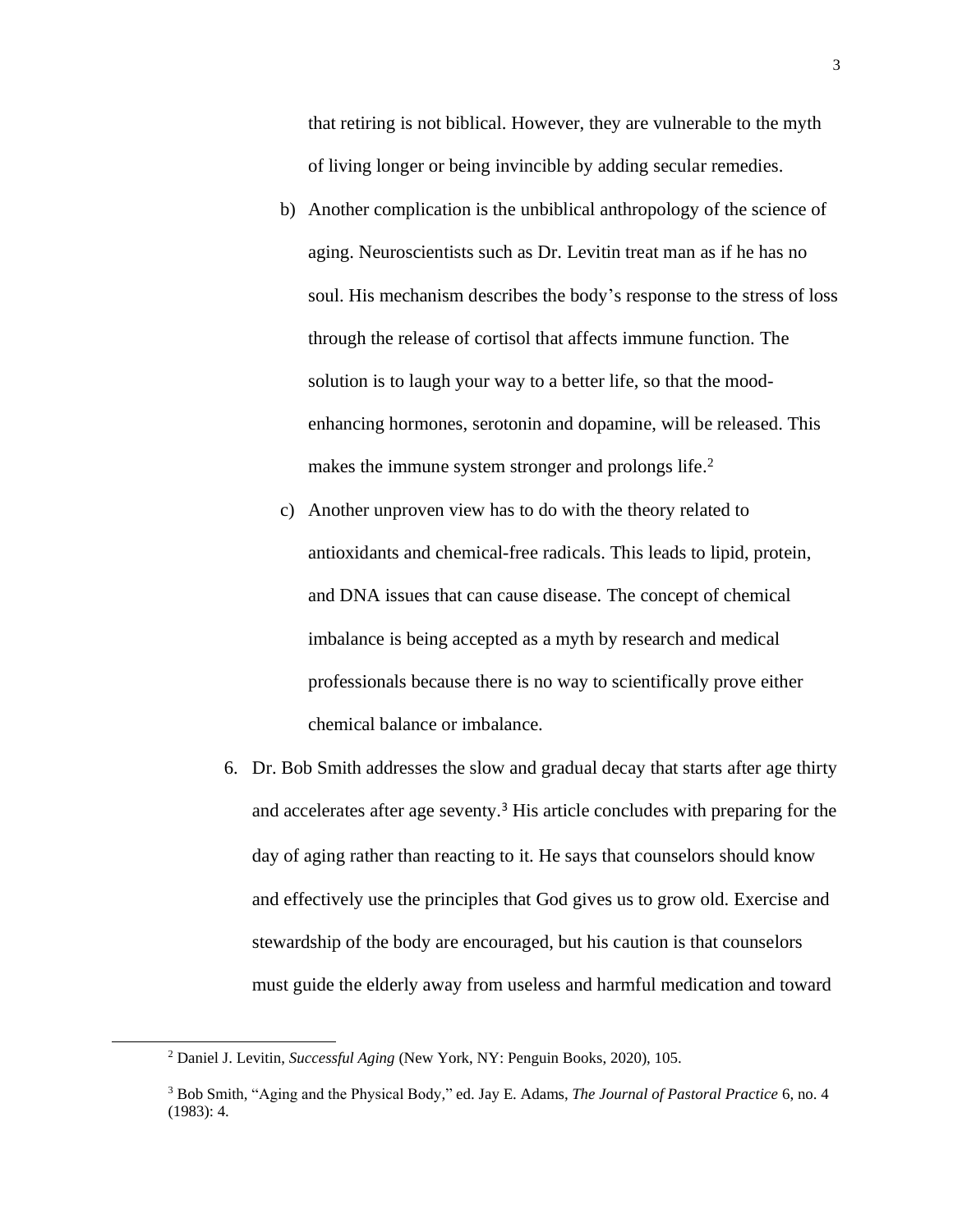that retiring is not biblical. However, they are vulnerable to the myth of living longer or being invincible by adding secular remedies.

b) Another complication is the unbiblical anthropology of the science of aging. Neuroscientists such as Dr. Levitin treat man as if he has no soul. His mechanism describes the body's response to the stress of loss through the release of cortisol that affects immune function. The solution is to laugh your way to a better life, so that the mood-enhancing hormones, serotonin and dopamine, will be released. This makes the immune system stronger and prolongs life.[2]

c) Another unproven view has to do with the theory related to antioxidants and chemical-free radicals. This leads to lipid, protein, and DNA issues that can cause disease. The concept of chemical imbalance is being accepted as a myth by research and medical professionals because there is no way to scientifically prove either chemical balance or imbalance.

6. Dr. Bob Smith addresses the slow and gradual decay that starts after age thirty and accelerates after age seventy.[3] His article concludes with preparing for the day of aging rather than reacting to it. He says that counselors should know and effectively use the principles that God gives us to grow old. Exercise and stewardship of the body are encouraged, but his caution is that counselors must guide the elderly away from useless and harmful medication and toward

---

[2] Daniel J. Levitin, *Successful Aging* (New York, NY: Penguin Books, 2020), 105.

[3] Bob Smith, "Aging and the Physical Body," ed. Jay E. Adams, *The Journal of Pastoral Practice* 6, no. 4 (1983): 4.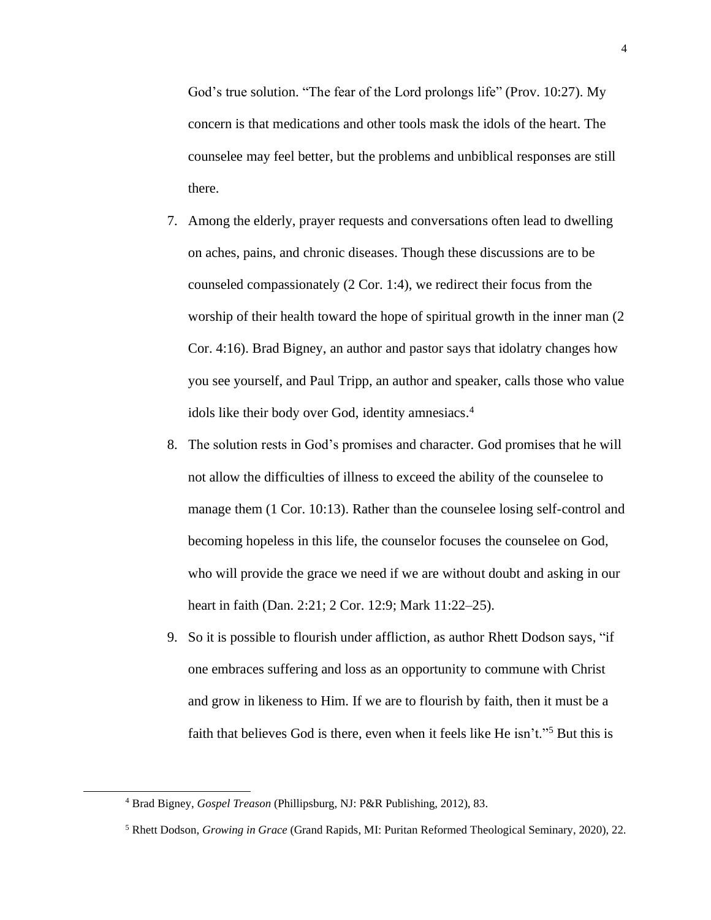God's true solution. "The fear of the Lord prolongs life" (Prov. 10:27). My concern is that medications and other tools mask the idols of the heart. The counselee may feel better, but the problems and unbiblical responses are still there.

7. Among the elderly, prayer requests and conversations often lead to dwelling on aches, pains, and chronic diseases. Though these discussions are to be counseled compassionately (2 Cor. 1:4), we redirect their focus from the worship of their health toward the hope of spiritual growth in the inner man (2 Cor. 4:16). Brad Bigney, an author and pastor says that idolatry changes how you see yourself, and Paul Tripp, an author and speaker, calls those who value idols like their body over God, identity amnesiacs.[4]
8. The solution rests in God's promises and character. God promises that he will not allow the difficulties of illness to exceed the ability of the counselee to manage them (1 Cor. 10:13). Rather than the counselee losing self-control and becoming hopeless in this life, the counselor focuses the counselee on God, who will provide the grace we need if we are without doubt and asking in our heart in faith (Dan. 2:21; 2 Cor. 12:9; Mark 11:22–25).
9. So it is possible to flourish under affliction, as author Rhett Dodson says, "if one embraces suffering and loss as an opportunity to commune with Christ and grow in likeness to Him. If we are to flourish by faith, then it must be a faith that believes God is there, even when it feels like He isn't."[5] But this is

[4] Brad Bigney, *Gospel Treason* (Phillipsburg, NJ: P&R Publishing, 2012), 83.

[5] Rhett Dodson, *Growing in Grace* (Grand Rapids, MI: Puritan Reformed Theological Seminary, 2020), 22.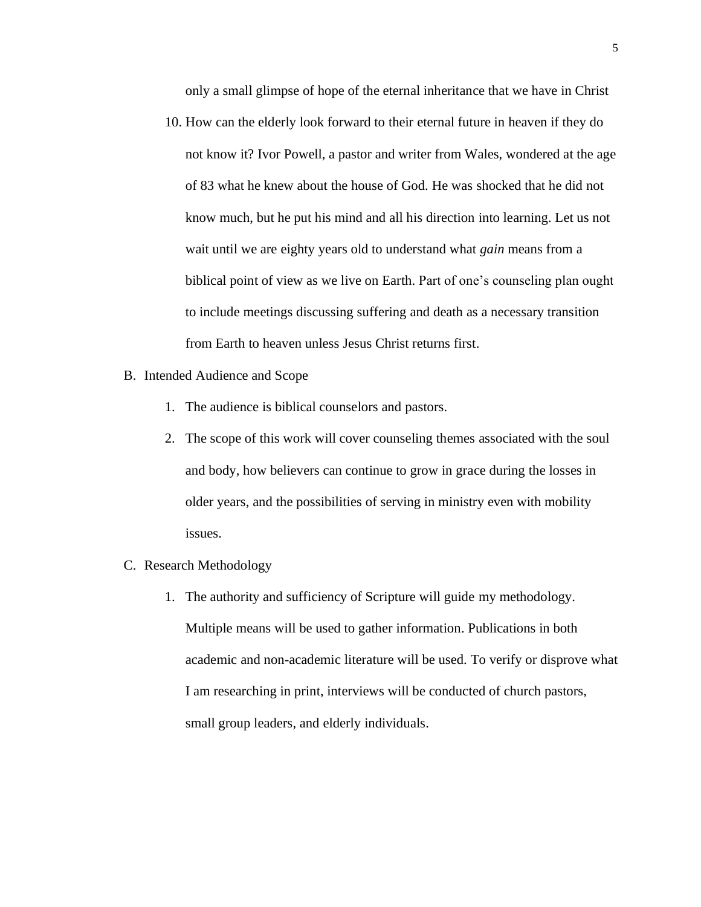only a small glimpse of hope of the eternal inheritance that we have in Christ

10. How can the elderly look forward to their eternal future in heaven if they do not know it? Ivor Powell, a pastor and writer from Wales, wondered at the age of 83 what he knew about the house of God. He was shocked that he did not know much, but he put his mind and all his direction into learning. Let us not wait until we are eighty years old to understand what *gain* means from a biblical point of view as we live on Earth. Part of one's counseling plan ought to include meetings discussing suffering and death as a necessary transition from Earth to heaven unless Jesus Christ returns first.

B. Intended Audience and Scope

1. The audience is biblical counselors and pastors.
2. The scope of this work will cover counseling themes associated with the soul and body, how believers can continue to grow in grace during the losses in older years, and the possibilities of serving in ministry even with mobility issues.

C. Research Methodology

1. The authority and sufficiency of Scripture will guide my methodology. Multiple means will be used to gather information. Publications in both academic and non-academic literature will be used. To verify or disprove what I am researching in print, interviews will be conducted of church pastors, small group leaders, and elderly individuals.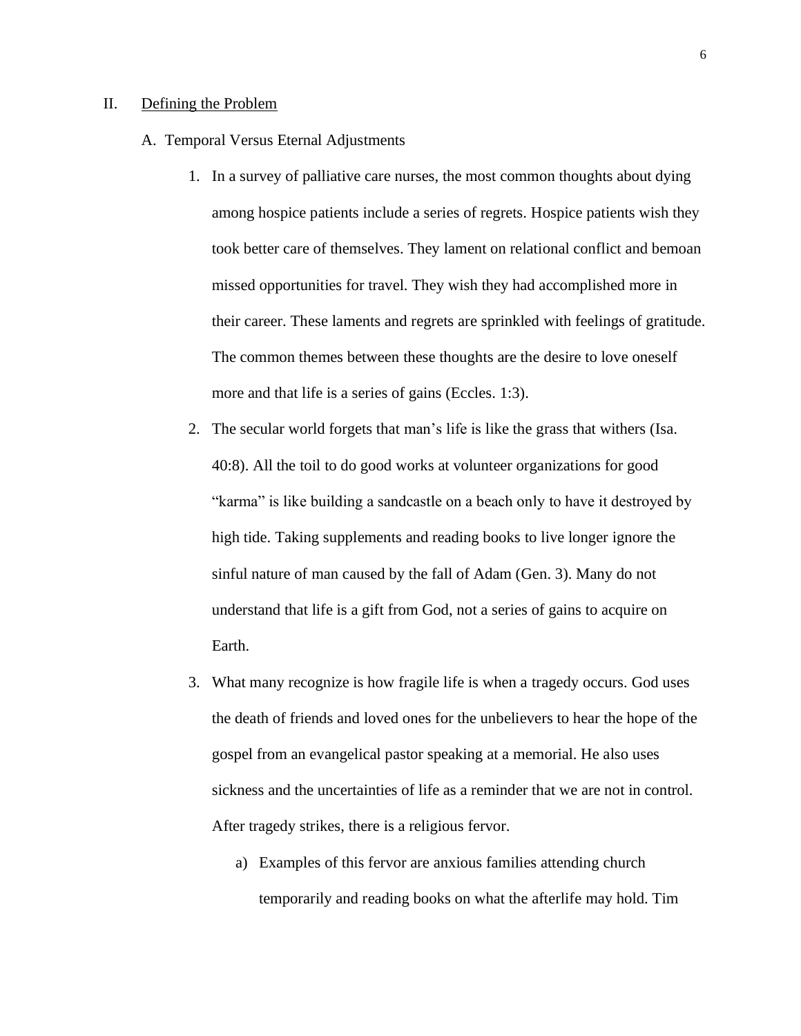II. <u>Defining the Problem</u>

A. Temporal Versus Eternal Adjustments

1. In a survey of palliative care nurses, the most common thoughts about dying among hospice patients include a series of regrets. Hospice patients wish they took better care of themselves. They lament on relational conflict and bemoan missed opportunities for travel. They wish they had accomplished more in their career. These laments and regrets are sprinkled with feelings of gratitude. The common themes between these thoughts are the desire to love oneself more and that life is a series of gains (Eccles. 1:3).

2. The secular world forgets that man's life is like the grass that withers (Isa. 40:8). All the toil to do good works at volunteer organizations for good "karma" is like building a sandcastle on a beach only to have it destroyed by high tide. Taking supplements and reading books to live longer ignore the sinful nature of man caused by the fall of Adam (Gen. 3). Many do not understand that life is a gift from God, not a series of gains to acquire on Earth.

3. What many recognize is how fragile life is when a tragedy occurs. God uses the death of friends and loved ones for the unbelievers to hear the hope of the gospel from an evangelical pastor speaking at a memorial. He also uses sickness and the uncertainties of life as a reminder that we are not in control. After tragedy strikes, there is a religious fervor.

   a) Examples of this fervor are anxious families attending church temporarily and reading books on what the afterlife may hold. Tim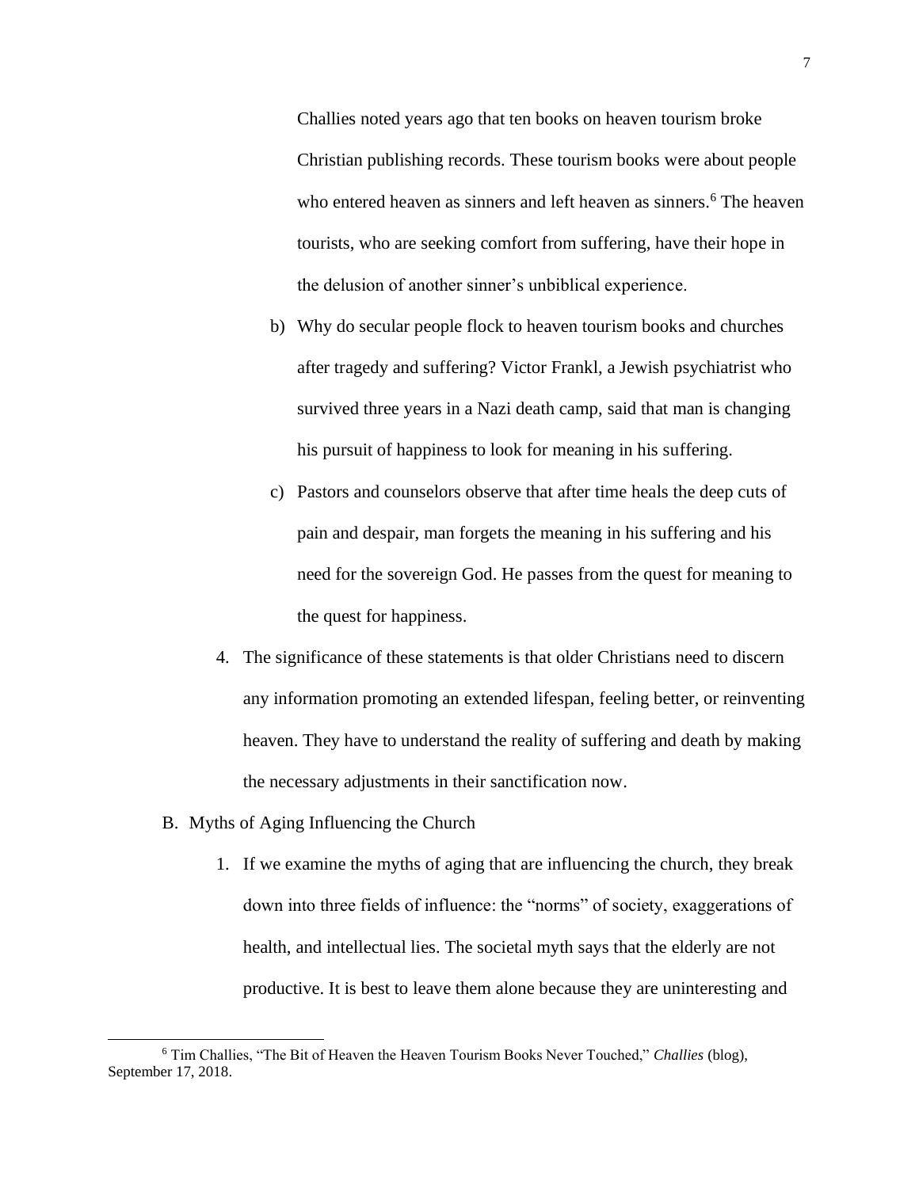Challies noted years ago that ten books on heaven tourism broke Christian publishing records. These tourism books were about people who entered heaven as sinners and left heaven as sinners.[6] The heaven tourists, who are seeking comfort from suffering, have their hope in the delusion of another sinner's unbiblical experience.

b) Why do secular people flock to heaven tourism books and churches after tragedy and suffering? Victor Frankl, a Jewish psychiatrist who survived three years in a Nazi death camp, said that man is changing his pursuit of happiness to look for meaning in his suffering.

c) Pastors and counselors observe that after time heals the deep cuts of pain and despair, man forgets the meaning in his suffering and his need for the sovereign God. He passes from the quest for meaning to the quest for happiness.

4. The significance of these statements is that older Christians need to discern any information promoting an extended lifespan, feeling better, or reinventing heaven. They have to understand the reality of suffering and death by making the necessary adjustments in their sanctification now.

B. Myths of Aging Influencing the Church

1. If we examine the myths of aging that are influencing the church, they break down into three fields of influence: the "norms" of society, exaggerations of health, and intellectual lies. The societal myth says that the elderly are not productive. It is best to leave them alone because they are uninteresting and

---

[6] Tim Challies, "The Bit of Heaven the Heaven Tourism Books Never Touched," *Challies* (blog), September 17, 2018.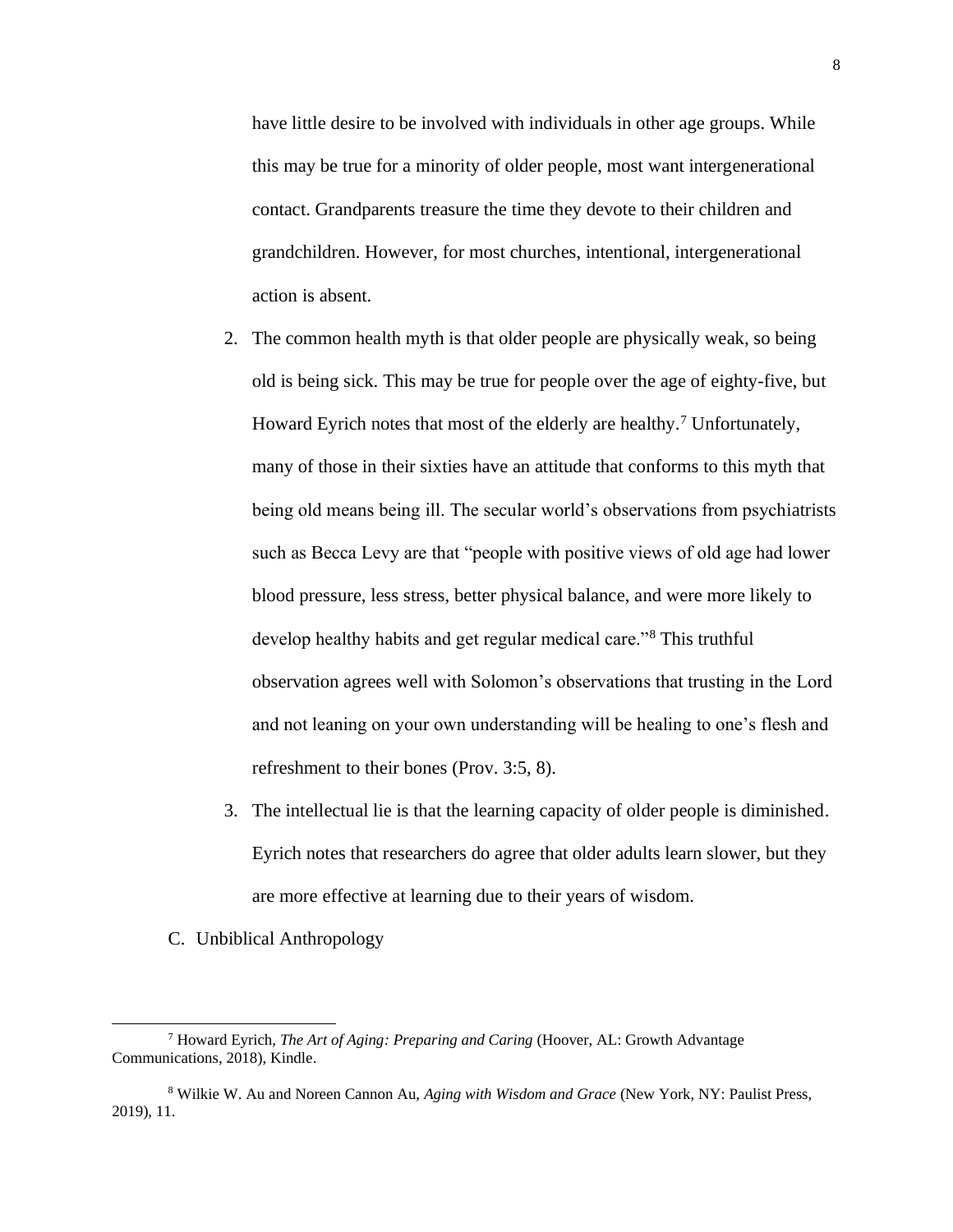have little desire to be involved with individuals in other age groups. While this may be true for a minority of older people, most want intergenerational contact. Grandparents treasure the time they devote to their children and grandchildren. However, for most churches, intentional, intergenerational action is absent.

2. The common health myth is that older people are physically weak, so being old is being sick. This may be true for people over the age of eighty-five, but Howard Eyrich notes that most of the elderly are healthy.[7] Unfortunately, many of those in their sixties have an attitude that conforms to this myth that being old means being ill. The secular world's observations from psychiatrists such as Becca Levy are that "people with positive views of old age had lower blood pressure, less stress, better physical balance, and were more likely to develop healthy habits and get regular medical care."[8] This truthful observation agrees well with Solomon's observations that trusting in the Lord and not leaning on your own understanding will be healing to one's flesh and refreshment to their bones (Prov. 3:5, 8).

3. The intellectual lie is that the learning capacity of older people is diminished. Eyrich notes that researchers do agree that older adults learn slower, but they are more effective at learning due to their years of wisdom.

C. Unbiblical Anthropology

---

[7] Howard Eyrich, *The Art of Aging: Preparing and Caring* (Hoover, AL: Growth Advantage Communications, 2018), Kindle.

[8] Wilkie W. Au and Noreen Cannon Au, *Aging with Wisdom and Grace* (New York, NY: Paulist Press, 2019), 11.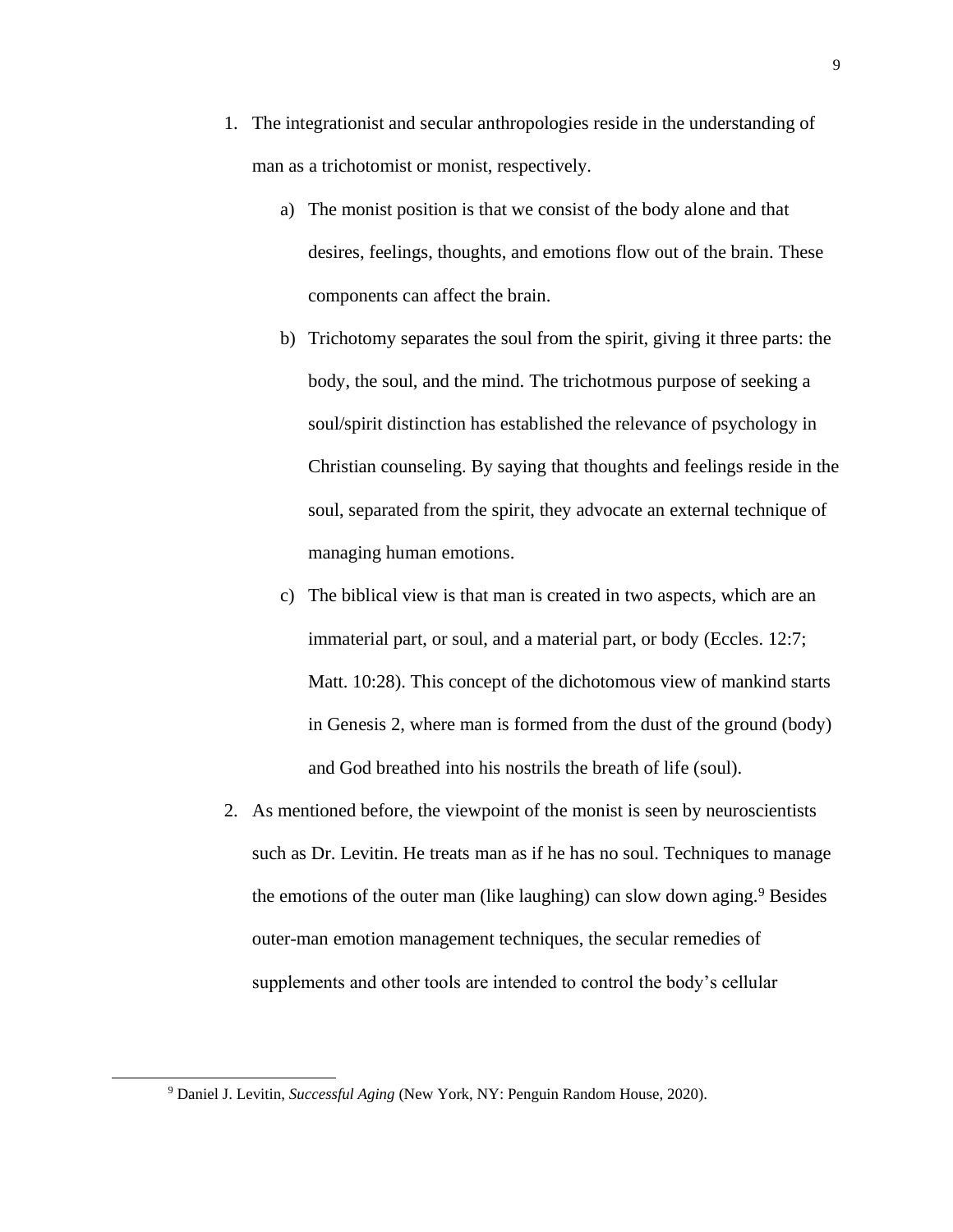1. The integrationist and secular anthropologies reside in the understanding of man as a trichotomist or monist, respectively.
   a) The monist position is that we consist of the body alone and that desires, feelings, thoughts, and emotions flow out of the brain. These components can affect the brain.
   b) Trichotomy separates the soul from the spirit, giving it three parts: the body, the soul, and the mind. The trichotmous purpose of seeking a soul/spirit distinction has established the relevance of psychology in Christian counseling. By saying that thoughts and feelings reside in the soul, separated from the spirit, they advocate an external technique of managing human emotions.
   c) The biblical view is that man is created in two aspects, which are an immaterial part, or soul, and a material part, or body (Eccles. 12:7; Matt. 10:28). This concept of the dichotomous view of mankind starts in Genesis 2, where man is formed from the dust of the ground (body) and God breathed into his nostrils the breath of life (soul).
2. As mentioned before, the viewpoint of the monist is seen by neuroscientists such as Dr. Levitin. He treats man as if he has no soul. Techniques to manage the emotions of the outer man (like laughing) can slow down aging.[9] Besides outer-man emotion management techniques, the secular remedies of supplements and other tools are intended to control the body's cellular

[9] Daniel J. Levitin, *Successful Aging* (New York, NY: Penguin Random House, 2020).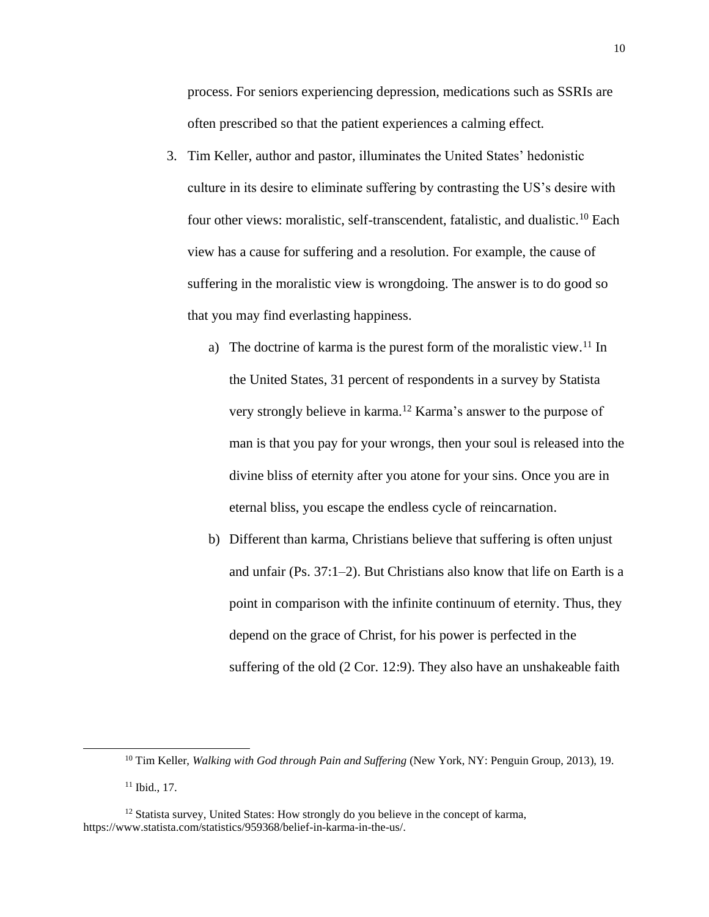process. For seniors experiencing depression, medications such as SSRIs are often prescribed so that the patient experiences a calming effect.

3. Tim Keller, author and pastor, illuminates the United States' hedonistic culture in its desire to eliminate suffering by contrasting the US's desire with four other views: moralistic, self-transcendent, fatalistic, and dualistic.[10] Each view has a cause for suffering and a resolution. For example, the cause of suffering in the moralistic view is wrongdoing. The answer is to do good so that you may find everlasting happiness.

    a) The doctrine of karma is the purest form of the moralistic view.[11] In the United States, 31 percent of respondents in a survey by Statista very strongly believe in karma.[12] Karma's answer to the purpose of man is that you pay for your wrongs, then your soul is released into the divine bliss of eternity after you atone for your sins. Once you are in eternal bliss, you escape the endless cycle of reincarnation.

    b) Different than karma, Christians believe that suffering is often unjust and unfair (Ps. 37:1–2). But Christians also know that life on Earth is a point in comparison with the infinite continuum of eternity. Thus, they depend on the grace of Christ, for his power is perfected in the suffering of the old (2 Cor. 12:9). They also have an unshakeable faith

---

[10] Tim Keller, *Walking with God through Pain and Suffering* (New York, NY: Penguin Group, 2013), 19.

[11] Ibid., 17.

[12] Statista survey, United States: How strongly do you believe in the concept of karma, https://www.statista.com/statistics/959368/belief-in-karma-in-the-us/.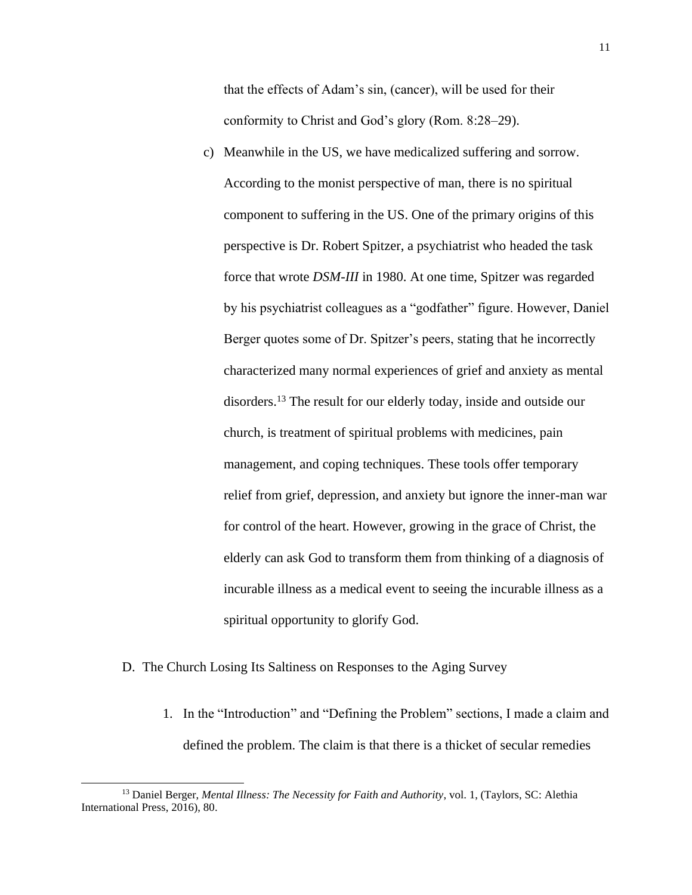that the effects of Adam's sin, (cancer), will be used for their conformity to Christ and God's glory (Rom. 8:28–29).

c) Meanwhile in the US, we have medicalized suffering and sorrow. According to the monist perspective of man, there is no spiritual component to suffering in the US. One of the primary origins of this perspective is Dr. Robert Spitzer, a psychiatrist who headed the task force that wrote *DSM-III* in 1980. At one time, Spitzer was regarded by his psychiatrist colleagues as a "godfather" figure. However, Daniel Berger quotes some of Dr. Spitzer's peers, stating that he incorrectly characterized many normal experiences of grief and anxiety as mental disorders.[13] The result for our elderly today, inside and outside our church, is treatment of spiritual problems with medicines, pain management, and coping techniques. These tools offer temporary relief from grief, depression, and anxiety but ignore the inner-man war for control of the heart. However, growing in the grace of Christ, the elderly can ask God to transform them from thinking of a diagnosis of incurable illness as a medical event to seeing the incurable illness as a spiritual opportunity to glorify God.

D. The Church Losing Its Saltiness on Responses to the Aging Survey

1. In the "Introduction" and "Defining the Problem" sections, I made a claim and defined the problem. The claim is that there is a thicket of secular remedies

---

[13] Daniel Berger, *Mental Illness: The Necessity for Faith and Authority*, vol. 1, (Taylors, SC: Alethia International Press, 2016), 80.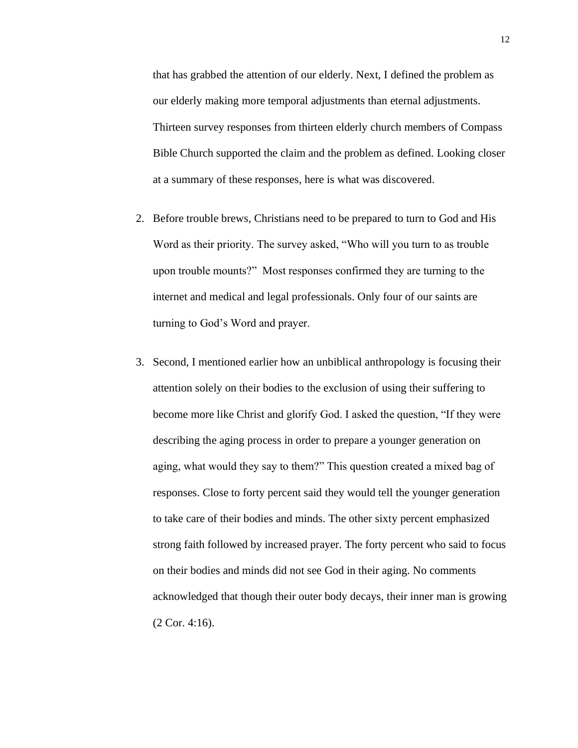that has grabbed the attention of our elderly. Next, I defined the problem as our elderly making more temporal adjustments than eternal adjustments. Thirteen survey responses from thirteen elderly church members of Compass Bible Church supported the claim and the problem as defined. Looking closer at a summary of these responses, here is what was discovered.

2. Before trouble brews, Christians need to be prepared to turn to God and His Word as their priority. The survey asked, “Who will you turn to as trouble upon trouble mounts?” Most responses confirmed they are turning to the internet and medical and legal professionals. Only four of our saints are turning to God’s Word and prayer.

3. Second, I mentioned earlier how an unbiblical anthropology is focusing their attention solely on their bodies to the exclusion of using their suffering to become more like Christ and glorify God. I asked the question, “If they were describing the aging process in order to prepare a younger generation on aging, what would they say to them?” This question created a mixed bag of responses. Close to forty percent said they would tell the younger generation to take care of their bodies and minds. The other sixty percent emphasized strong faith followed by increased prayer. The forty percent who said to focus on their bodies and minds did not see God in their aging. No comments acknowledged that though their outer body decays, their inner man is growing (2 Cor. 4:16).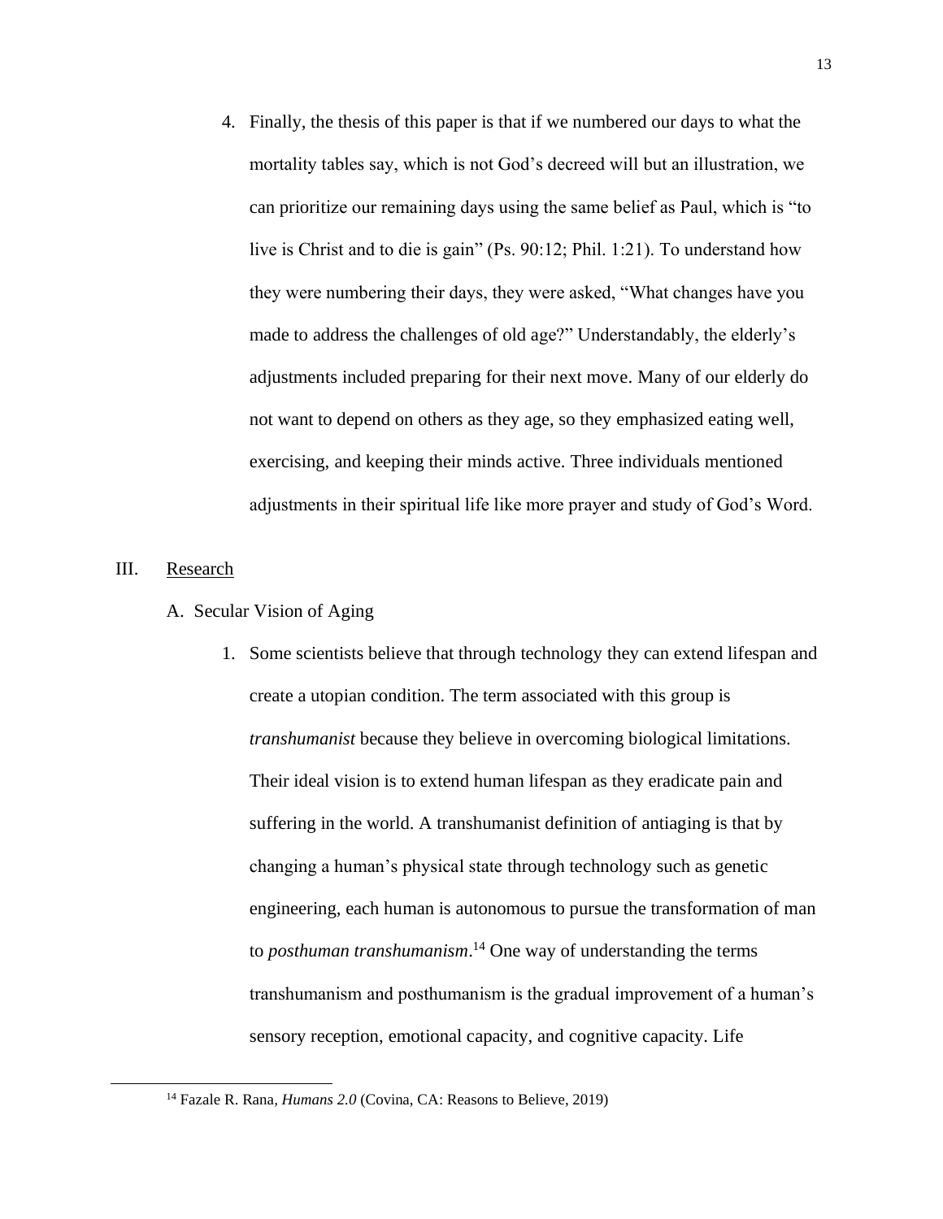4. Finally, the thesis of this paper is that if we numbered our days to what the mortality tables say, which is not God's decreed will but an illustration, we can prioritize our remaining days using the same belief as Paul, which is "to live is Christ and to die is gain" (Ps. 90:12; Phil. 1:21). To understand how they were numbering their days, they were asked, "What changes have you made to address the challenges of old age?" Understandably, the elderly's adjustments included preparing for their next move. Many of our elderly do not want to depend on others as they age, so they emphasized eating well, exercising, and keeping their minds active. Three individuals mentioned adjustments in their spiritual life like more prayer and study of God's Word.

III. Research

A. Secular Vision of Aging

1. Some scientists believe that through technology they can extend lifespan and create a utopian condition. The term associated with this group is *transhumanist* because they believe in overcoming biological limitations. Their ideal vision is to extend human lifespan as they eradicate pain and suffering in the world. A transhumanist definition of antiaging is that by changing a human's physical state through technology such as genetic engineering, each human is autonomous to pursue the transformation of man to *posthuman transhumanism*.[14] One way of understanding the terms transhumanism and posthumanism is the gradual improvement of a human's sensory reception, emotional capacity, and cognitive capacity. Life

[14] Fazale R. Rana, *Humans 2.0* (Covina, CA: Reasons to Believe, 2019)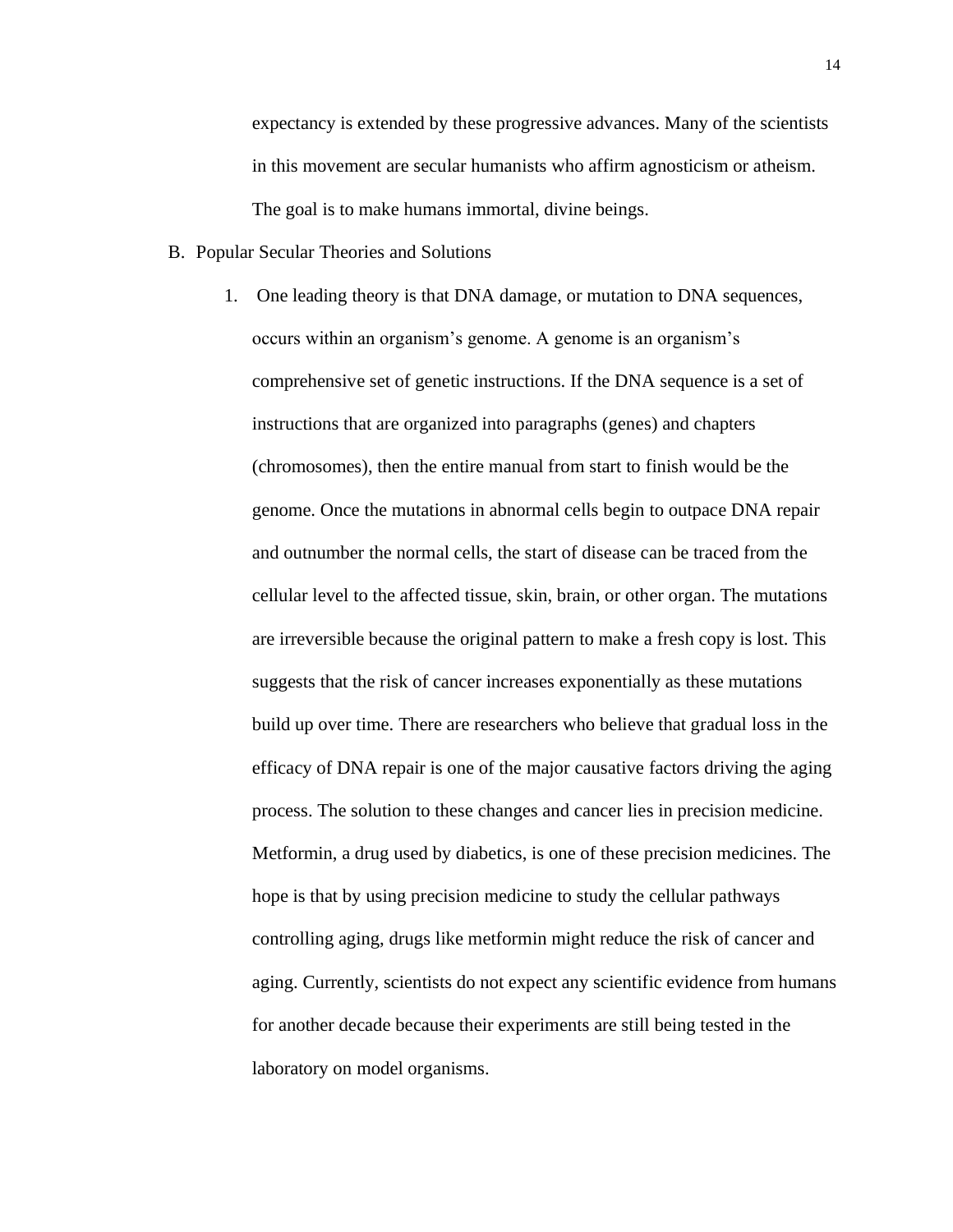expectancy is extended by these progressive advances. Many of the scientists in this movement are secular humanists who affirm agnosticism or atheism. The goal is to make humans immortal, divine beings.

B. Popular Secular Theories and Solutions

1. One leading theory is that DNA damage, or mutation to DNA sequences, occurs within an organism's genome. A genome is an organism's comprehensive set of genetic instructions. If the DNA sequence is a set of instructions that are organized into paragraphs (genes) and chapters (chromosomes), then the entire manual from start to finish would be the genome. Once the mutations in abnormal cells begin to outpace DNA repair and outnumber the normal cells, the start of disease can be traced from the cellular level to the affected tissue, skin, brain, or other organ. The mutations are irreversible because the original pattern to make a fresh copy is lost. This suggests that the risk of cancer increases exponentially as these mutations build up over time. There are researchers who believe that gradual loss in the efficacy of DNA repair is one of the major causative factors driving the aging process. The solution to these changes and cancer lies in precision medicine. Metformin, a drug used by diabetics, is one of these precision medicines. The hope is that by using precision medicine to study the cellular pathways controlling aging, drugs like metformin might reduce the risk of cancer and aging. Currently, scientists do not expect any scientific evidence from humans for another decade because their experiments are still being tested in the laboratory on model organisms.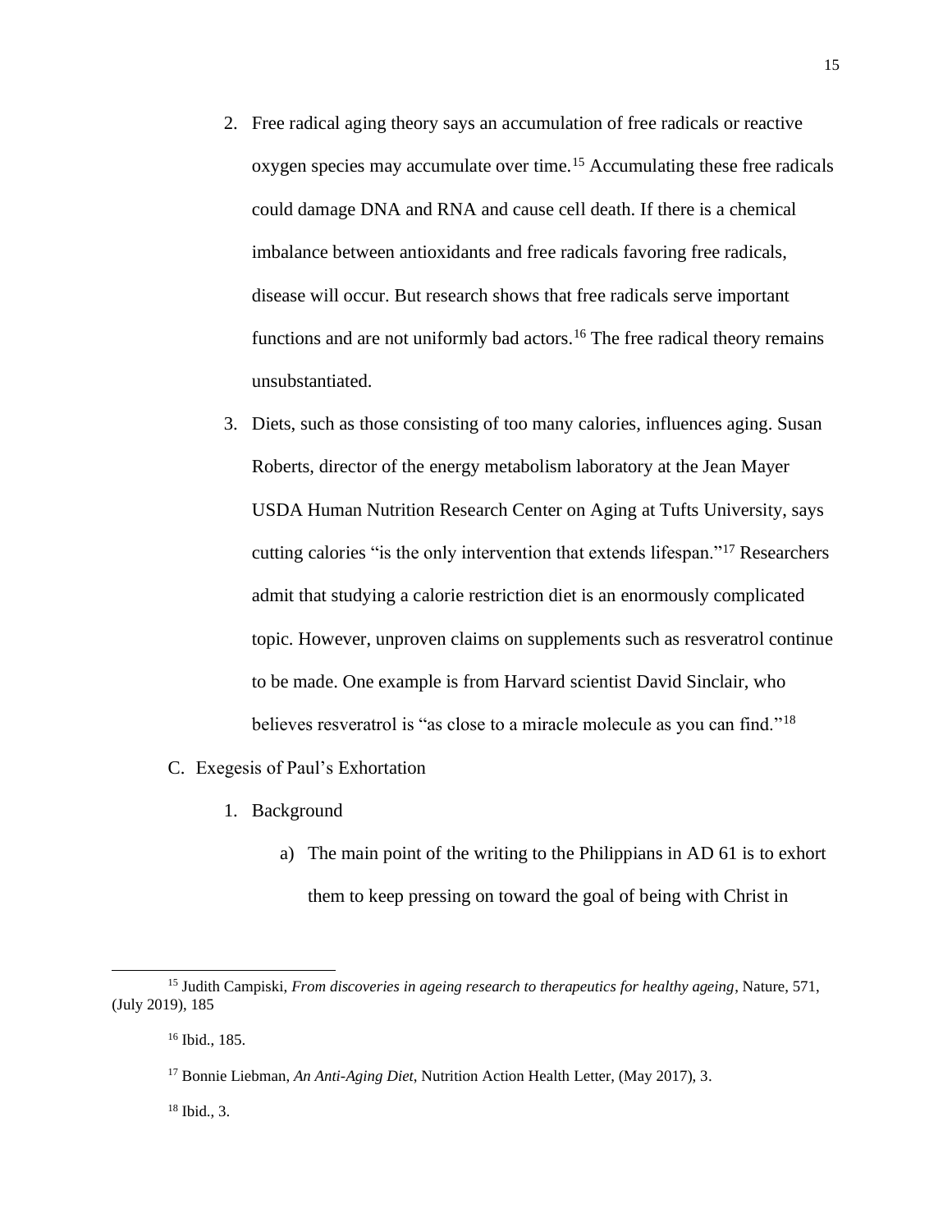2. Free radical aging theory says an accumulation of free radicals or reactive oxygen species may accumulate over time.[15] Accumulating these free radicals could damage DNA and RNA and cause cell death. If there is a chemical imbalance between antioxidants and free radicals favoring free radicals, disease will occur. But research shows that free radicals serve important functions and are not uniformly bad actors.[16] The free radical theory remains unsubstantiated.

3. Diets, such as those consisting of too many calories, influences aging. Susan Roberts, director of the energy metabolism laboratory at the Jean Mayer USDA Human Nutrition Research Center on Aging at Tufts University, says cutting calories "is the only intervention that extends lifespan."[17] Researchers admit that studying a calorie restriction diet is an enormously complicated topic. However, unproven claims on supplements such as resveratrol continue to be made. One example is from Harvard scientist David Sinclair, who believes resveratrol is "as close to a miracle molecule as you can find."[18]

C. Exegesis of Paul's Exhortation

1. Background

a) The main point of the writing to the Philippians in AD 61 is to exhort them to keep pressing on toward the goal of being with Christ in

---

[15] Judith Campiski, *From discoveries in ageing research to therapeutics for healthy ageing*, Nature, 571, (July 2019), 185

[16] Ibid., 185.

[17] Bonnie Liebman, *An Anti-Aging Diet*, Nutrition Action Health Letter, (May 2017), 3.

[18] Ibid., 3.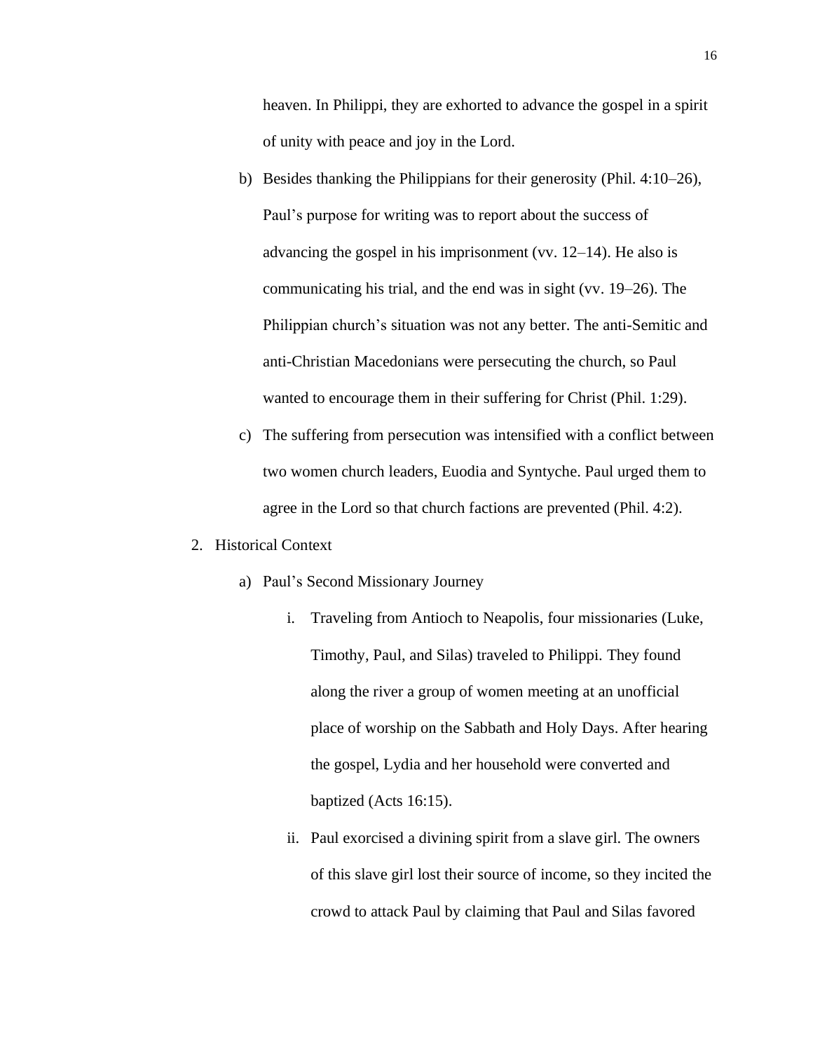heaven. In Philippi, they are exhorted to advance the gospel in a spirit of unity with peace and joy in the Lord.

b) Besides thanking the Philippians for their generosity (Phil. 4:10–26), Paul's purpose for writing was to report about the success of advancing the gospel in his imprisonment (vv. 12–14). He also is communicating his trial, and the end was in sight (vv. 19–26). The Philippian church's situation was not any better. The anti-Semitic and anti-Christian Macedonians were persecuting the church, so Paul wanted to encourage them in their suffering for Christ (Phil. 1:29).

c) The suffering from persecution was intensified with a conflict between two women church leaders, Euodia and Syntyche. Paul urged them to agree in the Lord so that church factions are prevented (Phil. 4:2).

2. Historical Context

   a) Paul's Second Missionary Journey

      i. Traveling from Antioch to Neapolis, four missionaries (Luke, Timothy, Paul, and Silas) traveled to Philippi. They found along the river a group of women meeting at an unofficial place of worship on the Sabbath and Holy Days. After hearing the gospel, Lydia and her household were converted and baptized (Acts 16:15).

      ii. Paul exorcised a divining spirit from a slave girl. The owners of this slave girl lost their source of income, so they incited the crowd to attack Paul by claiming that Paul and Silas favored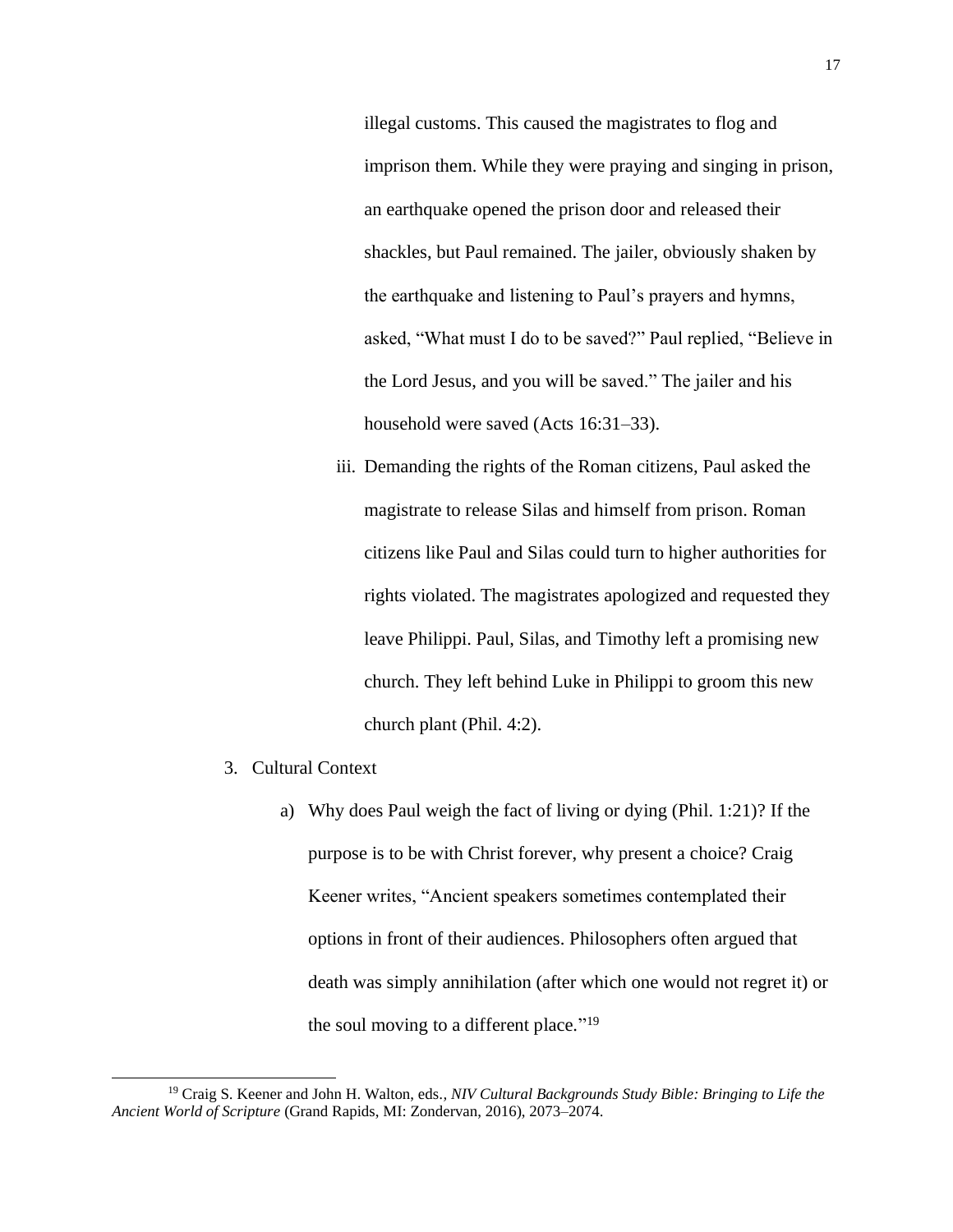illegal customs. This caused the magistrates to flog and imprison them. While they were praying and singing in prison, an earthquake opened the prison door and released their shackles, but Paul remained. The jailer, obviously shaken by the earthquake and listening to Paul's prayers and hymns, asked, "What must I do to be saved?" Paul replied, "Believe in the Lord Jesus, and you will be saved." The jailer and his household were saved (Acts 16:31–33).

iii. Demanding the rights of the Roman citizens, Paul asked the magistrate to release Silas and himself from prison. Roman citizens like Paul and Silas could turn to higher authorities for rights violated. The magistrates apologized and requested they leave Philippi. Paul, Silas, and Timothy left a promising new church. They left behind Luke in Philippi to groom this new church plant (Phil. 4:2).

3. Cultural Context

   a) Why does Paul weigh the fact of living or dying (Phil. 1:21)? If the purpose is to be with Christ forever, why present a choice? Craig Keener writes, "Ancient speakers sometimes contemplated their options in front of their audiences. Philosophers often argued that death was simply annihilation (after which one would not regret it) or the soul moving to a different place."[19]

---

[19] Craig S. Keener and John H. Walton, eds., *NIV Cultural Backgrounds Study Bible: Bringing to Life the Ancient World of Scripture* (Grand Rapids, MI: Zondervan, 2016), 2073–2074.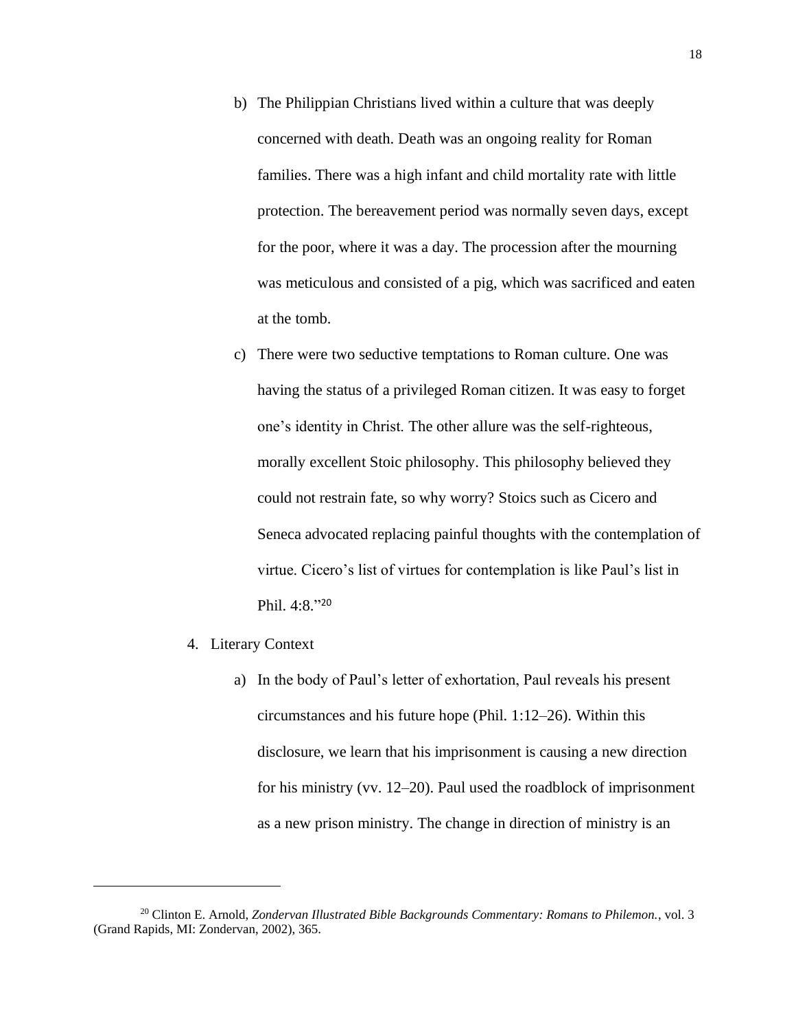b) The Philippian Christians lived within a culture that was deeply concerned with death. Death was an ongoing reality for Roman families. There was a high infant and child mortality rate with little protection. The bereavement period was normally seven days, except for the poor, where it was a day. The procession after the mourning was meticulous and consisted of a pig, which was sacrificed and eaten at the tomb.

c) There were two seductive temptations to Roman culture. One was having the status of a privileged Roman citizen. It was easy to forget one's identity in Christ. The other allure was the self-righteous, morally excellent Stoic philosophy. This philosophy believed they could not restrain fate, so why worry? Stoics such as Cicero and Seneca advocated replacing painful thoughts with the contemplation of virtue. Cicero's list of virtues for contemplation is like Paul's list in Phil. 4:8."[20]

4. Literary Context

a) In the body of Paul's letter of exhortation, Paul reveals his present circumstances and his future hope (Phil. 1:12–26). Within this disclosure, we learn that his imprisonment is causing a new direction for his ministry (vv. 12–20). Paul used the roadblock of imprisonment as a new prison ministry. The change in direction of ministry is an

---

[20] Clinton E. Arnold, *Zondervan Illustrated Bible Backgrounds Commentary: Romans to Philemon.*, vol. 3 (Grand Rapids, MI: Zondervan, 2002), 365.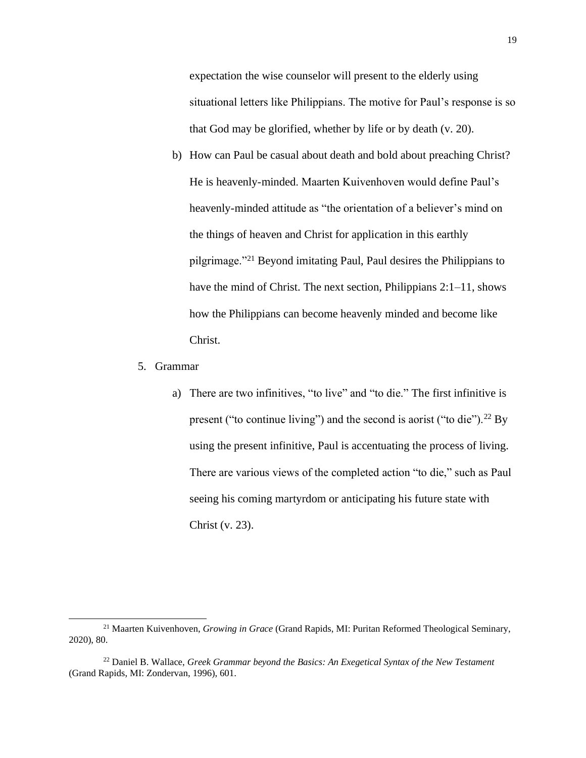expectation the wise counselor will present to the elderly using situational letters like Philippians. The motive for Paul's response is so that God may be glorified, whether by life or by death (v. 20).

b) How can Paul be casual about death and bold about preaching Christ? He is heavenly-minded. Maarten Kuivenhoven would define Paul's heavenly-minded attitude as "the orientation of a believer's mind on the things of heaven and Christ for application in this earthly pilgrimage."[21] Beyond imitating Paul, Paul desires the Philippians to have the mind of Christ. The next section, Philippians 2:1–11, shows how the Philippians can become heavenly minded and become like Christ.

5. Grammar

a) There are two infinitives, "to live" and "to die." The first infinitive is present ("to continue living") and the second is aorist ("to die").[22] By using the present infinitive, Paul is accentuating the process of living. There are various views of the completed action "to die," such as Paul seeing his coming martyrdom or anticipating his future state with Christ (v. 23).

---

[21] Maarten Kuivenhoven, *Growing in Grace* (Grand Rapids, MI: Puritan Reformed Theological Seminary, 2020), 80.

[22] Daniel B. Wallace, *Greek Grammar beyond the Basics: An Exegetical Syntax of the New Testament* (Grand Rapids, MI: Zondervan, 1996), 601.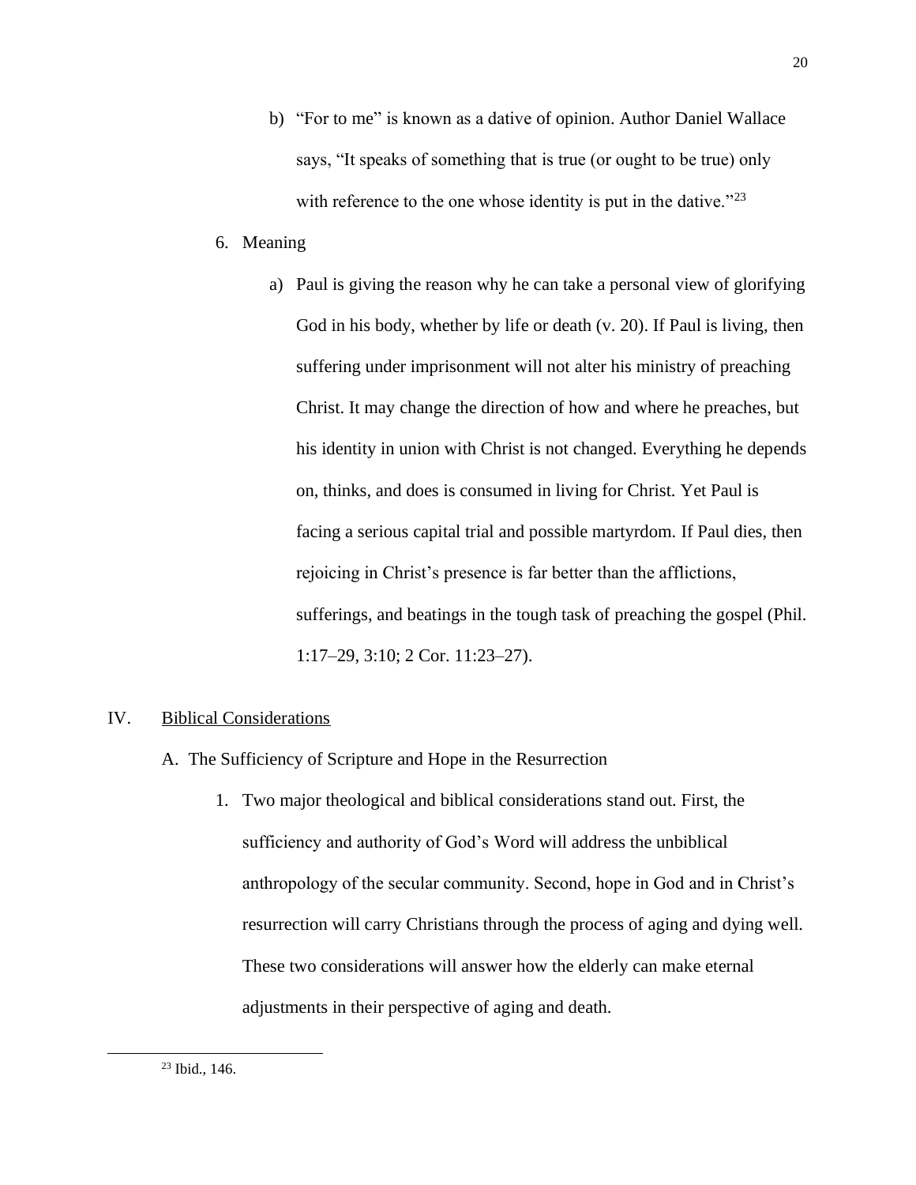b) "For to me" is known as a dative of opinion. Author Daniel Wallace says, "It speaks of something that is true (or ought to be true) only with reference to the one whose identity is put in the dative."[23]

6. Meaning

   a) Paul is giving the reason why he can take a personal view of glorifying God in his body, whether by life or death (v. 20). If Paul is living, then suffering under imprisonment will not alter his ministry of preaching Christ. It may change the direction of how and where he preaches, but his identity in union with Christ is not changed. Everything he depends on, thinks, and does is consumed in living for Christ. Yet Paul is facing a serious capital trial and possible martyrdom. If Paul dies, then rejoicing in Christ's presence is far better than the afflictions, sufferings, and beatings in the tough task of preaching the gospel (Phil. 1:17–29, 3:10; 2 Cor. 11:23–27).

## IV. Biblical Considerations

### A. The Sufficiency of Scripture and Hope in the Resurrection

1. Two major theological and biblical considerations stand out. First, the sufficiency and authority of God's Word will address the unbiblical anthropology of the secular community. Second, hope in God and in Christ's resurrection will carry Christians through the process of aging and dying well. These two considerations will answer how the elderly can make eternal adjustments in their perspective of aging and death.

---

[23] Ibid., 146.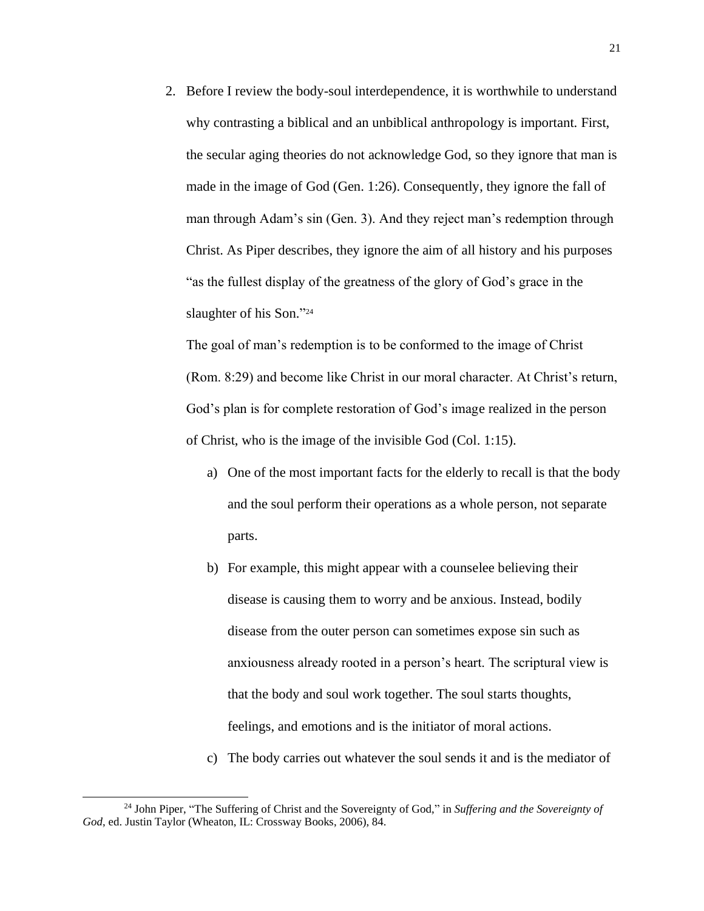2. Before I review the body-soul interdependence, it is worthwhile to understand why contrasting a biblical and an unbiblical anthropology is important. First, the secular aging theories do not acknowledge God, so they ignore that man is made in the image of God (Gen. 1:26). Consequently, they ignore the fall of man through Adam's sin (Gen. 3). And they reject man's redemption through Christ. As Piper describes, they ignore the aim of all history and his purposes "as the fullest display of the greatness of the glory of God's grace in the slaughter of his Son."[24]

   The goal of man's redemption is to be conformed to the image of Christ (Rom. 8:29) and become like Christ in our moral character. At Christ's return, God's plan is for complete restoration of God's image realized in the person of Christ, who is the image of the invisible God (Col. 1:15).

   a) One of the most important facts for the elderly to recall is that the body and the soul perform their operations as a whole person, not separate parts.

   b) For example, this might appear with a counselee believing their disease is causing them to worry and be anxious. Instead, bodily disease from the outer person can sometimes expose sin such as anxiousness already rooted in a person's heart. The scriptural view is that the body and soul work together. The soul starts thoughts, feelings, and emotions and is the initiator of moral actions.

   c) The body carries out whatever the soul sends it and is the mediator of

---

[24] John Piper, "The Suffering of Christ and the Sovereignty of God," in *Suffering and the Sovereignty of God*, ed. Justin Taylor (Wheaton, IL: Crossway Books, 2006), 84.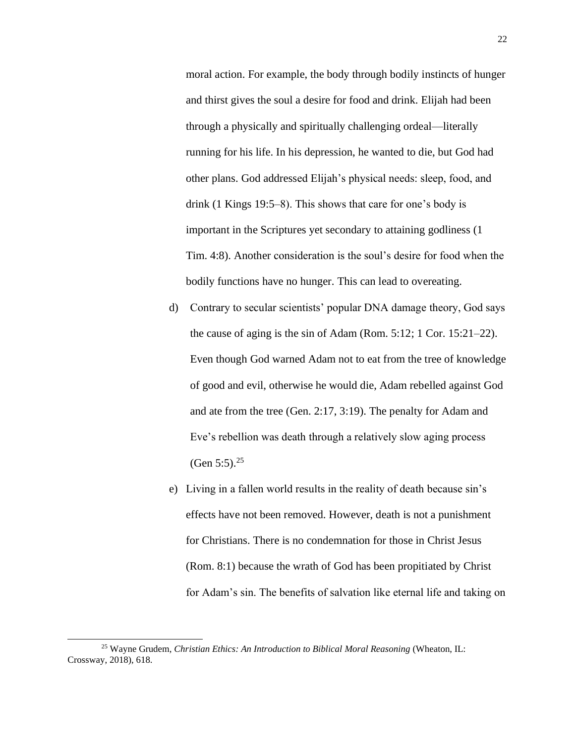moral action. For example, the body through bodily instincts of hunger and thirst gives the soul a desire for food and drink. Elijah had been through a physically and spiritually challenging ordeal—literally running for his life. In his depression, he wanted to die, but God had other plans. God addressed Elijah's physical needs: sleep, food, and drink (1 Kings 19:5–8). This shows that care for one's body is important in the Scriptures yet secondary to attaining godliness (1 Tim. 4:8). Another consideration is the soul's desire for food when the bodily functions have no hunger. This can lead to overeating.

d) Contrary to secular scientists' popular DNA damage theory, God says the cause of aging is the sin of Adam (Rom. 5:12; 1 Cor. 15:21–22). Even though God warned Adam not to eat from the tree of knowledge of good and evil, otherwise he would die, Adam rebelled against God and ate from the tree (Gen. 2:17, 3:19). The penalty for Adam and Eve's rebellion was death through a relatively slow aging process (Gen 5:5).[25]

e) Living in a fallen world results in the reality of death because sin's effects have not been removed. However, death is not a punishment for Christians. There is no condemnation for those in Christ Jesus (Rom. 8:1) because the wrath of God has been propitiated by Christ for Adam's sin. The benefits of salvation like eternal life and taking on

---

[25] Wayne Grudem, *Christian Ethics: An Introduction to Biblical Moral Reasoning* (Wheaton, IL: Crossway, 2018), 618.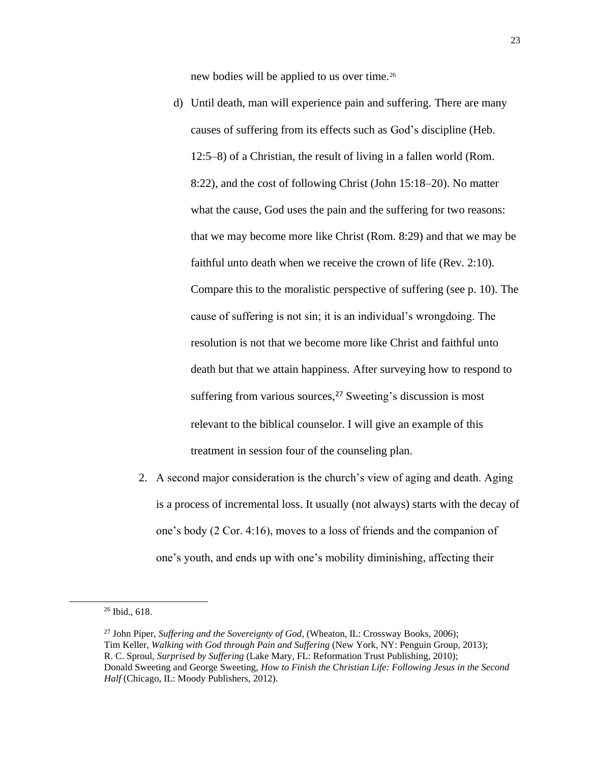new bodies will be applied to us over time.[26]

d) Until death, man will experience pain and suffering. There are many causes of suffering from its effects such as God's discipline (Heb. 12:5–8) of a Christian, the result of living in a fallen world (Rom. 8:22), and the cost of following Christ (John 15:18–20). No matter what the cause, God uses the pain and the suffering for two reasons: that we may become more like Christ (Rom. 8:29) and that we may be faithful unto death when we receive the crown of life (Rev. 2:10). Compare this to the moralistic perspective of suffering (see p. 10). The cause of suffering is not sin; it is an individual's wrongdoing. The resolution is not that we become more like Christ and faithful unto death but that we attain happiness. After surveying how to respond to suffering from various sources,[27] Sweeting's discussion is most relevant to the biblical counselor. I will give an example of this treatment in session four of the counseling plan.

2. A second major consideration is the church's view of aging and death. Aging is a process of incremental loss. It usually (not always) starts with the decay of one's body (2 Cor. 4:16), moves to a loss of friends and the companion of one's youth, and ends up with one's mobility diminishing, affecting their

---

[26] Ibid., 618.

[27] John Piper, *Suffering and the Sovereignty of God*, (Wheaton, IL: Crossway Books, 2006); Tim Keller, *Walking with God through Pain and Suffering* (New York, NY: Penguin Group, 2013); R. C. Sproul, *Surprised by Suffering* (Lake Mary, FL: Reformation Trust Publishing, 2010); Donald Sweeting and George Sweeting, *How to Finish the Christian Life: Following Jesus in the Second Half* (Chicago, IL: Moody Publishers, 2012).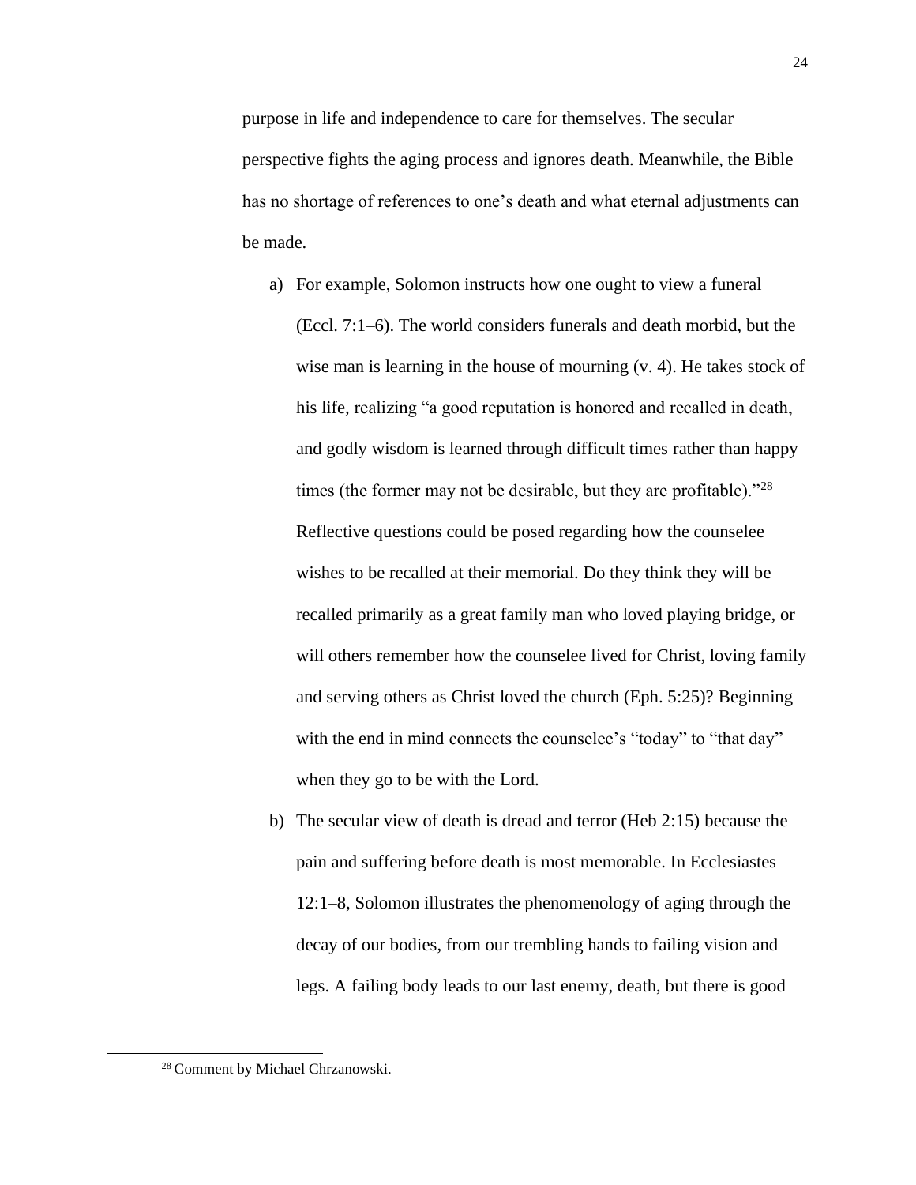purpose in life and independence to care for themselves. The secular perspective fights the aging process and ignores death. Meanwhile, the Bible has no shortage of references to one's death and what eternal adjustments can be made.

a) For example, Solomon instructs how one ought to view a funeral (Eccl. 7:1–6). The world considers funerals and death morbid, but the wise man is learning in the house of mourning (v. 4). He takes stock of his life, realizing "a good reputation is honored and recalled in death, and godly wisdom is learned through difficult times rather than happy times (the former may not be desirable, but they are profitable)."[28] Reflective questions could be posed regarding how the counselee wishes to be recalled at their memorial. Do they think they will be recalled primarily as a great family man who loved playing bridge, or will others remember how the counselee lived for Christ, loving family and serving others as Christ loved the church (Eph. 5:25)? Beginning with the end in mind connects the counselee's "today" to "that day" when they go to be with the Lord.

b) The secular view of death is dread and terror (Heb 2:15) because the pain and suffering before death is most memorable. In Ecclesiastes 12:1–8, Solomon illustrates the phenomenology of aging through the decay of our bodies, from our trembling hands to failing vision and legs. A failing body leads to our last enemy, death, but there is good

[28] Comment by Michael Chrzanowski.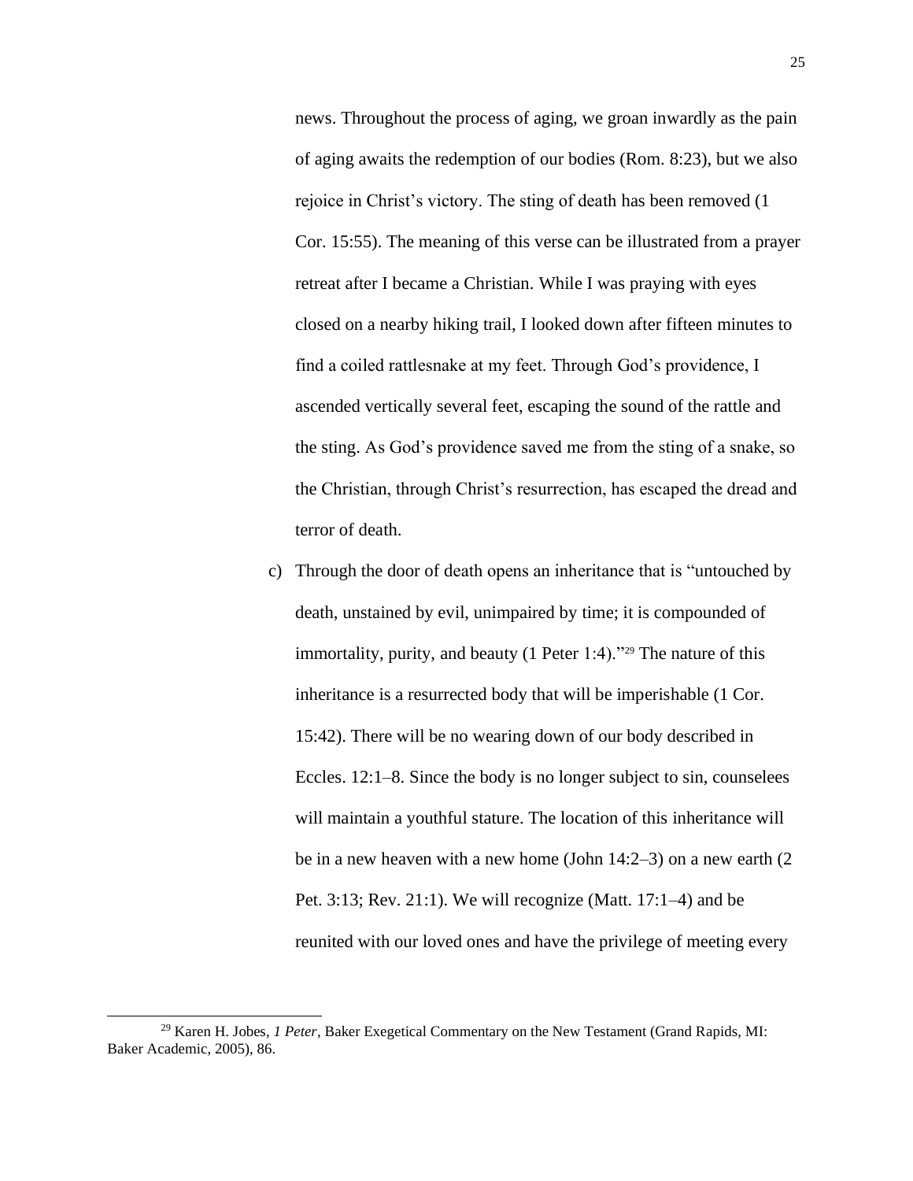news. Throughout the process of aging, we groan inwardly as the pain of aging awaits the redemption of our bodies (Rom. 8:23), but we also rejoice in Christ's victory. The sting of death has been removed (1 Cor. 15:55). The meaning of this verse can be illustrated from a prayer retreat after I became a Christian. While I was praying with eyes closed on a nearby hiking trail, I looked down after fifteen minutes to find a coiled rattlesnake at my feet. Through God's providence, I ascended vertically several feet, escaping the sound of the rattle and the sting. As God's providence saved me from the sting of a snake, so the Christian, through Christ's resurrection, has escaped the dread and terror of death.

c) Through the door of death opens an inheritance that is "untouched by death, unstained by evil, unimpaired by time; it is compounded of immortality, purity, and beauty (1 Peter 1:4)."[29] The nature of this inheritance is a resurrected body that will be imperishable (1 Cor. 15:42). There will be no wearing down of our body described in Eccles. 12:1–8. Since the body is no longer subject to sin, counselees will maintain a youthful stature. The location of this inheritance will be in a new heaven with a new home (John 14:2–3) on a new earth (2 Pet. 3:13; Rev. 21:1). We will recognize (Matt. 17:1–4) and be reunited with our loved ones and have the privilege of meeting every

---

[29] Karen H. Jobes, *1 Peter*, Baker Exegetical Commentary on the New Testament (Grand Rapids, MI: Baker Academic, 2005), 86.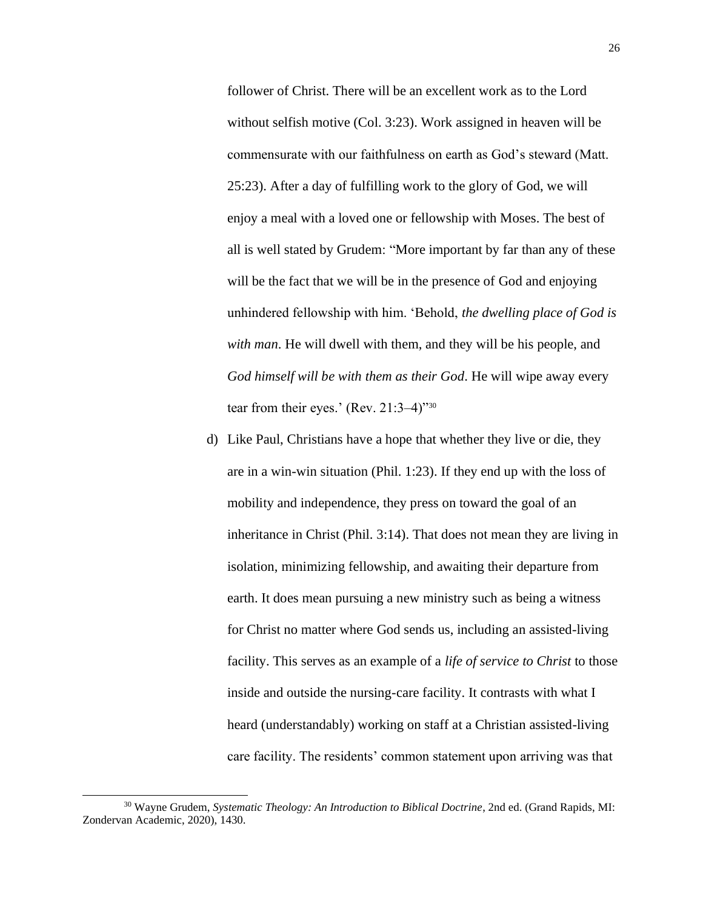follower of Christ. There will be an excellent work as to the Lord without selfish motive (Col. 3:23). Work assigned in heaven will be commensurate with our faithfulness on earth as God's steward (Matt. 25:23). After a day of fulfilling work to the glory of God, we will enjoy a meal with a loved one or fellowship with Moses. The best of all is well stated by Grudem: "More important by far than any of these will be the fact that we will be in the presence of God and enjoying unhindered fellowship with him. 'Behold, *the dwelling place of God is with man*. He will dwell with them, and they will be his people, and *God himself will be with them as their God*. He will wipe away every tear from their eyes.' (Rev. 21:3–4)"[30]

d) Like Paul, Christians have a hope that whether they live or die, they are in a win-win situation (Phil. 1:23). If they end up with the loss of mobility and independence, they press on toward the goal of an inheritance in Christ (Phil. 3:14). That does not mean they are living in isolation, minimizing fellowship, and awaiting their departure from earth. It does mean pursuing a new ministry such as being a witness for Christ no matter where God sends us, including an assisted-living facility. This serves as an example of a *life of service to Christ* to those inside and outside the nursing-care facility. It contrasts with what I heard (understandably) working on staff at a Christian assisted-living care facility. The residents' common statement upon arriving was that

[30] Wayne Grudem, *Systematic Theology: An Introduction to Biblical Doctrine*, 2nd ed. (Grand Rapids, MI: Zondervan Academic, 2020), 1430.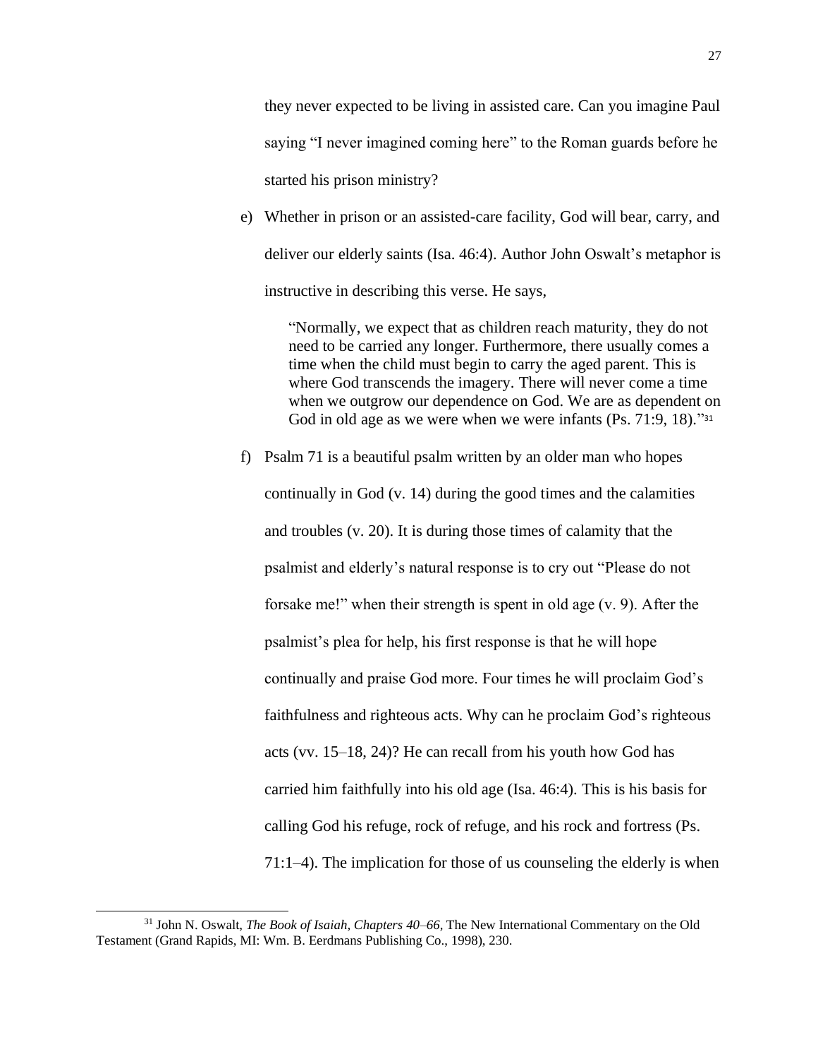they never expected to be living in assisted care. Can you imagine Paul saying "I never imagined coming here" to the Roman guards before he started his prison ministry?

e) Whether in prison or an assisted-care facility, God will bear, carry, and deliver our elderly saints (Isa. 46:4). Author John Oswalt's metaphor is instructive in describing this verse. He says,

> "Normally, we expect that as children reach maturity, they do not need to be carried any longer. Furthermore, there usually comes a time when the child must begin to carry the aged parent. This is where God transcends the imagery. There will never come a time when we outgrow our dependence on God. We are as dependent on God in old age as we were when we were infants (Ps. 71:9, 18)."[31]

f) Psalm 71 is a beautiful psalm written by an older man who hopes continually in God (v. 14) during the good times and the calamities and troubles (v. 20). It is during those times of calamity that the psalmist and elderly's natural response is to cry out "Please do not forsake me!" when their strength is spent in old age (v. 9). After the psalmist's plea for help, his first response is that he will hope continually and praise God more. Four times he will proclaim God's faithfulness and righteous acts. Why can he proclaim God's righteous acts (vv. 15–18, 24)? He can recall from his youth how God has carried him faithfully into his old age (Isa. 46:4). This is his basis for calling God his refuge, rock of refuge, and his rock and fortress (Ps. 71:1–4). The implication for those of us counseling the elderly is when

---

[31] John N. Oswalt, *The Book of Isaiah, Chapters 40–66*, The New International Commentary on the Old Testament (Grand Rapids, MI: Wm. B. Eerdmans Publishing Co., 1998), 230.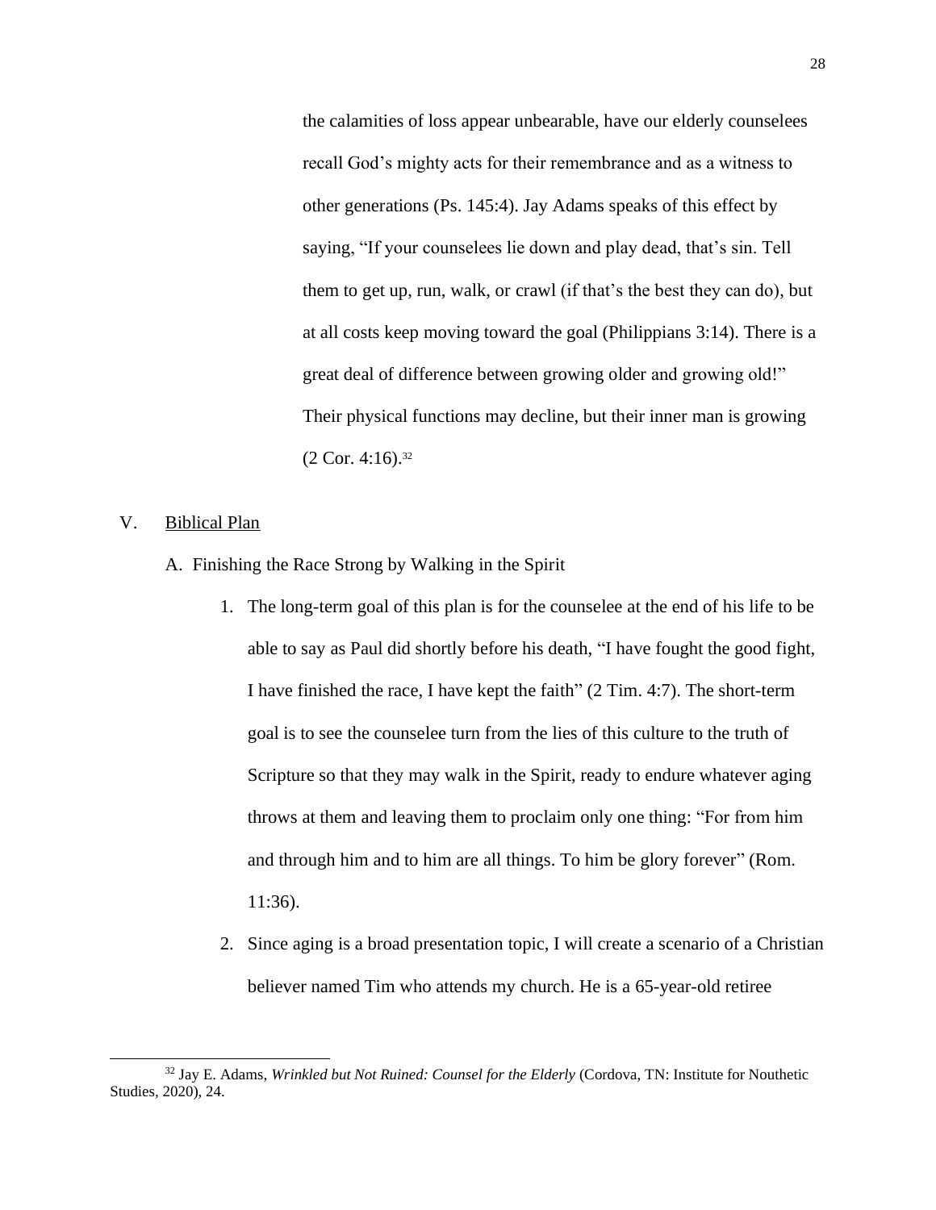the calamities of loss appear unbearable, have our elderly counselees recall God's mighty acts for their remembrance and as a witness to other generations (Ps. 145:4). Jay Adams speaks of this effect by saying, "If your counselees lie down and play dead, that's sin. Tell them to get up, run, walk, or crawl (if that's the best they can do), but at all costs keep moving toward the goal (Philippians 3:14). There is a great deal of difference between growing older and growing old!" Their physical functions may decline, but their inner man is growing (2 Cor. 4:16).[32]

V. Biblical Plan

A. Finishing the Race Strong by Walking in the Spirit

1. The long-term goal of this plan is for the counselee at the end of his life to be able to say as Paul did shortly before his death, "I have fought the good fight, I have finished the race, I have kept the faith" (2 Tim. 4:7). The short-term goal is to see the counselee turn from the lies of this culture to the truth of Scripture so that they may walk in the Spirit, ready to endure whatever aging throws at them and leaving them to proclaim only one thing: "For from him and through him and to him are all things. To him be glory forever" (Rom. 11:36).

2. Since aging is a broad presentation topic, I will create a scenario of a Christian believer named Tim who attends my church. He is a 65-year-old retiree

---

[32] Jay E. Adams, *Wrinkled but Not Ruined: Counsel for the Elderly* (Cordova, TN: Institute for Nouthetic Studies, 2020), 24.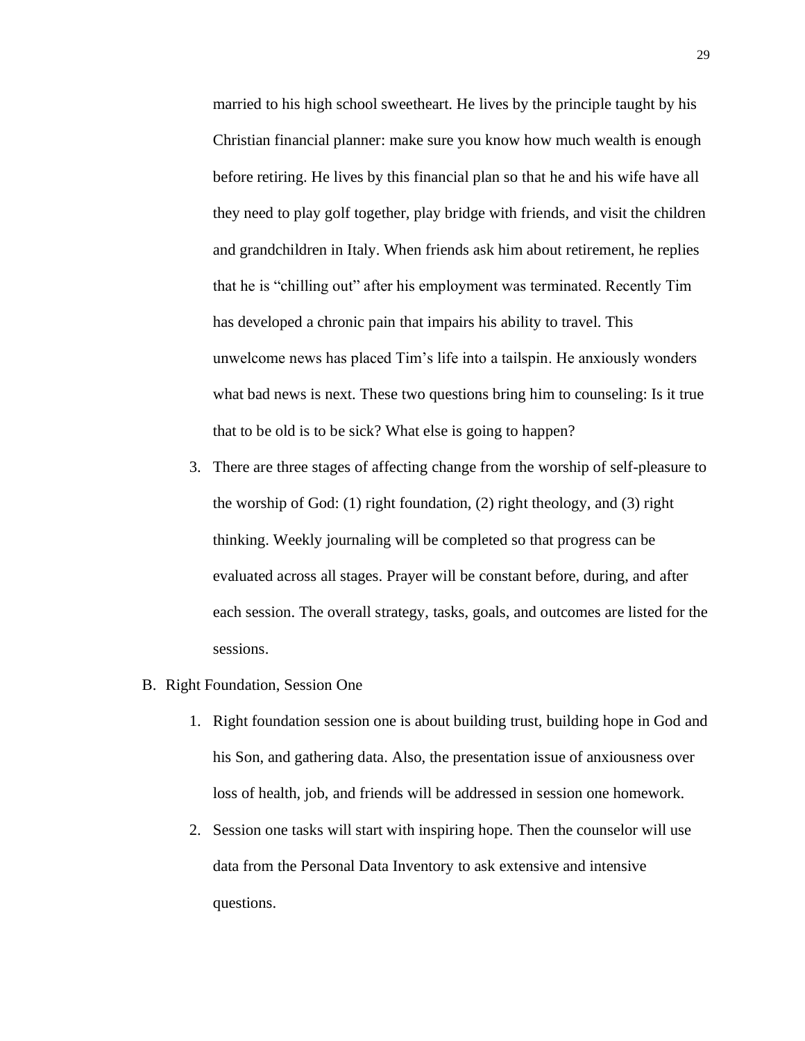married to his high school sweetheart. He lives by the principle taught by his Christian financial planner: make sure you know how much wealth is enough before retiring. He lives by this financial plan so that he and his wife have all they need to play golf together, play bridge with friends, and visit the children and grandchildren in Italy. When friends ask him about retirement, he replies that he is "chilling out" after his employment was terminated. Recently Tim has developed a chronic pain that impairs his ability to travel. This unwelcome news has placed Tim's life into a tailspin. He anxiously wonders what bad news is next. These two questions bring him to counseling: Is it true that to be old is to be sick? What else is going to happen?

3. There are three stages of affecting change from the worship of self-pleasure to the worship of God: (1) right foundation, (2) right theology, and (3) right thinking. Weekly journaling will be completed so that progress can be evaluated across all stages. Prayer will be constant before, during, and after each session. The overall strategy, tasks, goals, and outcomes are listed for the sessions.

B. Right Foundation, Session One

1. Right foundation session one is about building trust, building hope in God and his Son, and gathering data. Also, the presentation issue of anxiousness over loss of health, job, and friends will be addressed in session one homework.
2. Session one tasks will start with inspiring hope. Then the counselor will use data from the Personal Data Inventory to ask extensive and intensive questions.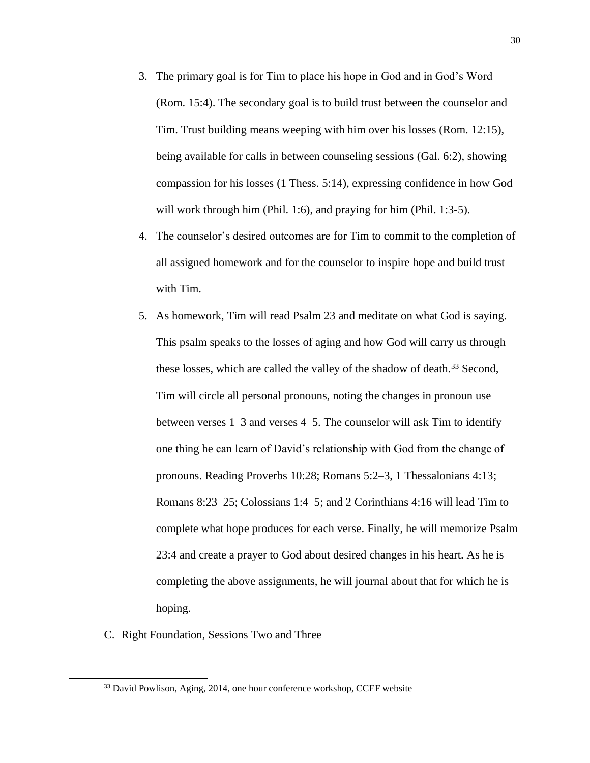3. The primary goal is for Tim to place his hope in God and in God's Word (Rom. 15:4). The secondary goal is to build trust between the counselor and Tim. Trust building means weeping with him over his losses (Rom. 12:15), being available for calls in between counseling sessions (Gal. 6:2), showing compassion for his losses (1 Thess. 5:14), expressing confidence in how God will work through him (Phil. 1:6), and praying for him (Phil. 1:3-5).
4. The counselor's desired outcomes are for Tim to commit to the completion of all assigned homework and for the counselor to inspire hope and build trust with Tim.
5. As homework, Tim will read Psalm 23 and meditate on what God is saying. This psalm speaks to the losses of aging and how God will carry us through these losses, which are called the valley of the shadow of death.[33] Second, Tim will circle all personal pronouns, noting the changes in pronoun use between verses 1–3 and verses 4–5. The counselor will ask Tim to identify one thing he can learn of David's relationship with God from the change of pronouns. Reading Proverbs 10:28; Romans 5:2–3, 1 Thessalonians 4:13; Romans 8:23–25; Colossians 1:4–5; and 2 Corinthians 4:16 will lead Tim to complete what hope produces for each verse. Finally, he will memorize Psalm 23:4 and create a prayer to God about desired changes in his heart. As he is completing the above assignments, he will journal about that for which he is hoping.

C. Right Foundation, Sessions Two and Three

---

[33] David Powlison, Aging, 2014, one hour conference workshop, CCEF website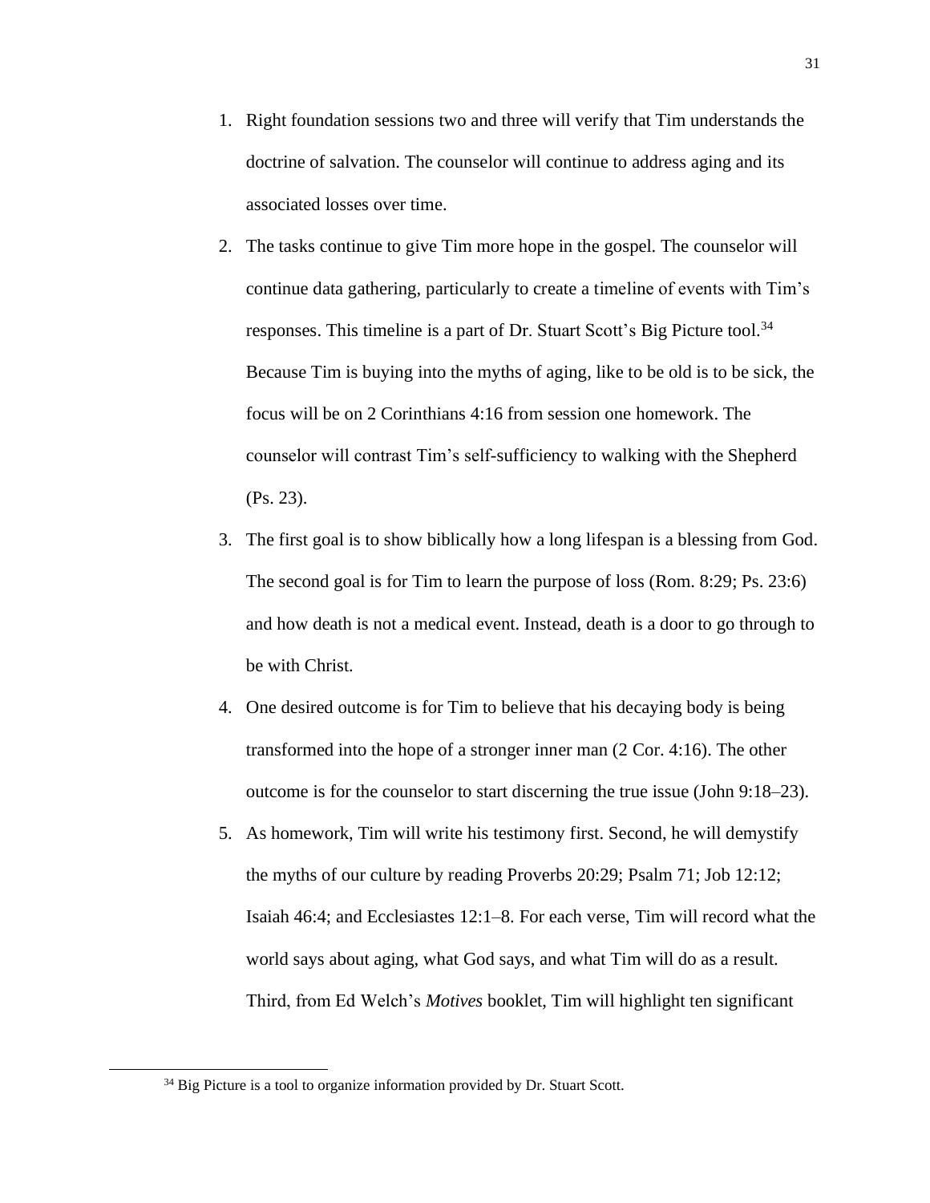1. Right foundation sessions two and three will verify that Tim understands the doctrine of salvation. The counselor will continue to address aging and its associated losses over time.
2. The tasks continue to give Tim more hope in the gospel. The counselor will continue data gathering, particularly to create a timeline of events with Tim's responses. This timeline is a part of Dr. Stuart Scott's Big Picture tool.[34] Because Tim is buying into the myths of aging, like to be old is to be sick, the focus will be on 2 Corinthians 4:16 from session one homework. The counselor will contrast Tim's self-sufficiency to walking with the Shepherd (Ps. 23).
3. The first goal is to show biblically how a long lifespan is a blessing from God. The second goal is for Tim to learn the purpose of loss (Rom. 8:29; Ps. 23:6) and how death is not a medical event. Instead, death is a door to go through to be with Christ.
4. One desired outcome is for Tim to believe that his decaying body is being transformed into the hope of a stronger inner man (2 Cor. 4:16). The other outcome is for the counselor to start discerning the true issue (John 9:18–23).
5. As homework, Tim will write his testimony first. Second, he will demystify the myths of our culture by reading Proverbs 20:29; Psalm 71; Job 12:12; Isaiah 46:4; and Ecclesiastes 12:1–8. For each verse, Tim will record what the world says about aging, what God says, and what Tim will do as a result. Third, from Ed Welch's *Motives* booklet, Tim will highlight ten significant

[34] Big Picture is a tool to organize information provided by Dr. Stuart Scott.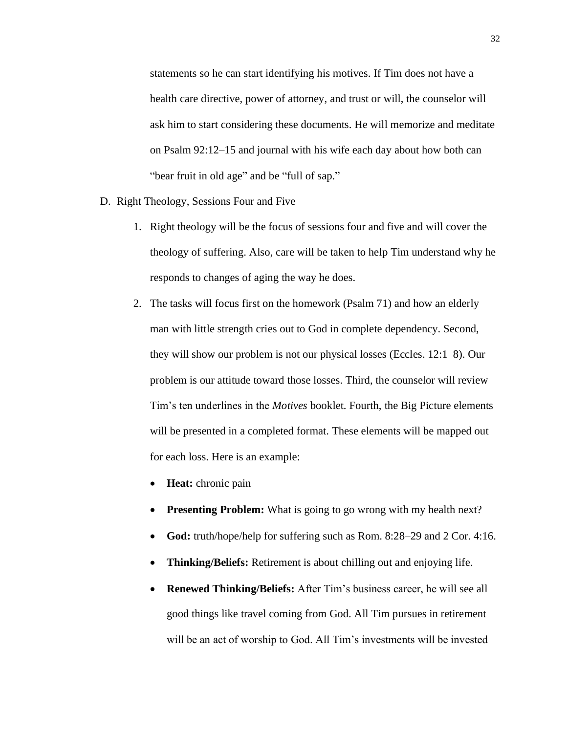statements so he can start identifying his motives. If Tim does not have a health care directive, power of attorney, and trust or will, the counselor will ask him to start considering these documents. He will memorize and meditate on Psalm 92:12–15 and journal with his wife each day about how both can "bear fruit in old age" and be "full of sap."

D. Right Theology, Sessions Four and Five

1. Right theology will be the focus of sessions four and five and will cover the theology of suffering. Also, care will be taken to help Tim understand why he responds to changes of aging the way he does.
2. The tasks will focus first on the homework (Psalm 71) and how an elderly man with little strength cries out to God in complete dependency. Second, they will show our problem is not our physical losses (Eccles. 12:1–8). Our problem is our attitude toward those losses. Third, the counselor will review Tim's ten underlines in the *Motives* booklet. Fourth, the Big Picture elements will be presented in a completed format. These elements will be mapped out for each loss. Here is an example:
   - **Heat:** chronic pain
   - **Presenting Problem:** What is going to go wrong with my health next?
   - **God:** truth/hope/help for suffering such as Rom. 8:28–29 and 2 Cor. 4:16.
   - **Thinking/Beliefs:** Retirement is about chilling out and enjoying life.
   - **Renewed Thinking/Beliefs:** After Tim's business career, he will see all good things like travel coming from God. All Tim pursues in retirement will be an act of worship to God. All Tim's investments will be invested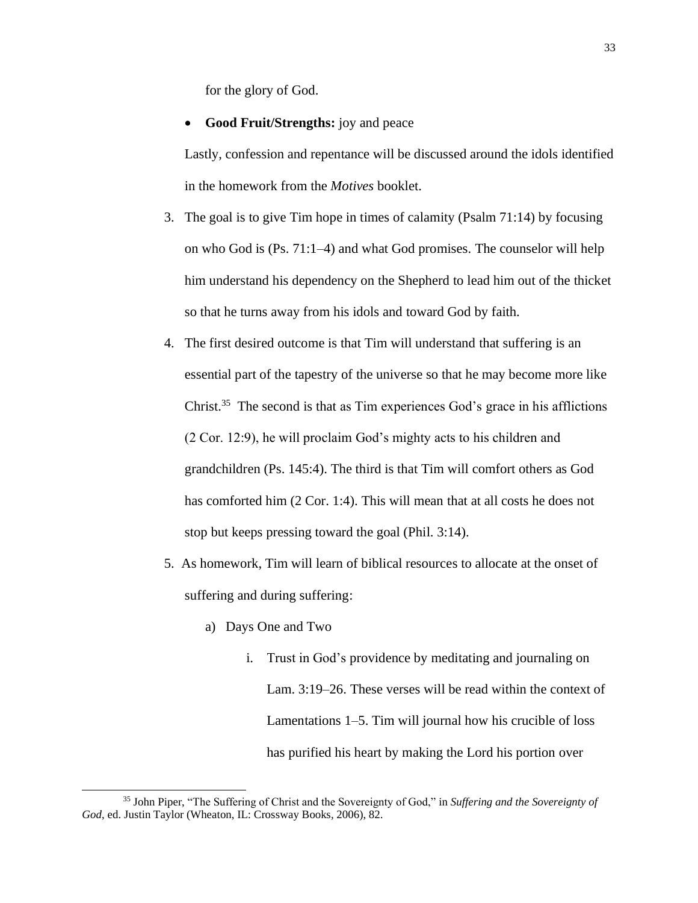for the glory of God.

- **Good Fruit/Strengths:** joy and peace

Lastly, confession and repentance will be discussed around the idols identified in the homework from the *Motives* booklet.

3. The goal is to give Tim hope in times of calamity (Psalm 71:14) by focusing on who God is (Ps. 71:1–4) and what God promises. The counselor will help him understand his dependency on the Shepherd to lead him out of the thicket so that he turns away from his idols and toward God by faith.

4. The first desired outcome is that Tim will understand that suffering is an essential part of the tapestry of the universe so that he may become more like Christ.[35] The second is that as Tim experiences God's grace in his afflictions (2 Cor. 12:9), he will proclaim God's mighty acts to his children and grandchildren (Ps. 145:4). The third is that Tim will comfort others as God has comforted him (2 Cor. 1:4). This will mean that at all costs he does not stop but keeps pressing toward the goal (Phil. 3:14).

5. As homework, Tim will learn of biblical resources to allocate at the onset of suffering and during suffering:

   a) Days One and Two

      i. Trust in God's providence by meditating and journaling on Lam. 3:19–26. These verses will be read within the context of Lamentations 1–5. Tim will journal how his crucible of loss has purified his heart by making the Lord his portion over

---

[35] John Piper, "The Suffering of Christ and the Sovereignty of God," in *Suffering and the Sovereignty of God*, ed. Justin Taylor (Wheaton, IL: Crossway Books, 2006), 82.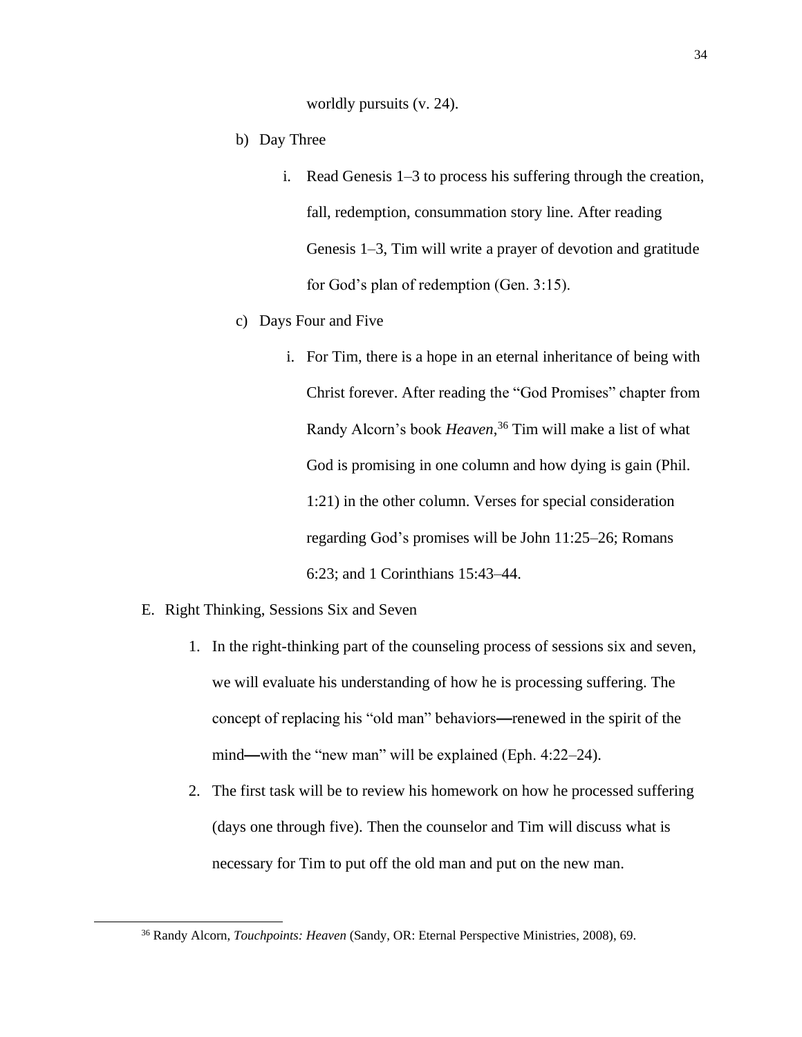worldly pursuits (v. 24).

b) Day Three

i. Read Genesis 1–3 to process his suffering through the creation, fall, redemption, consummation story line. After reading Genesis 1–3, Tim will write a prayer of devotion and gratitude for God's plan of redemption (Gen. 3:15).

c) Days Four and Five

i. For Tim, there is a hope in an eternal inheritance of being with Christ forever. After reading the "God Promises" chapter from Randy Alcorn's book *Heaven*,[36] Tim will make a list of what God is promising in one column and how dying is gain (Phil. 1:21) in the other column. Verses for special consideration regarding God's promises will be John 11:25–26; Romans 6:23; and 1 Corinthians 15:43–44.

E. Right Thinking, Sessions Six and Seven

1. In the right-thinking part of the counseling process of sessions six and seven, we will evaluate his understanding of how he is processing suffering. The concept of replacing his "old man" behaviors**—**renewed in the spirit of the mind**—**with the "new man" will be explained (Eph. 4:22–24).

2. The first task will be to review his homework on how he processed suffering (days one through five). Then the counselor and Tim will discuss what is necessary for Tim to put off the old man and put on the new man.

[36] Randy Alcorn, *Touchpoints: Heaven* (Sandy, OR: Eternal Perspective Ministries, 2008), 69.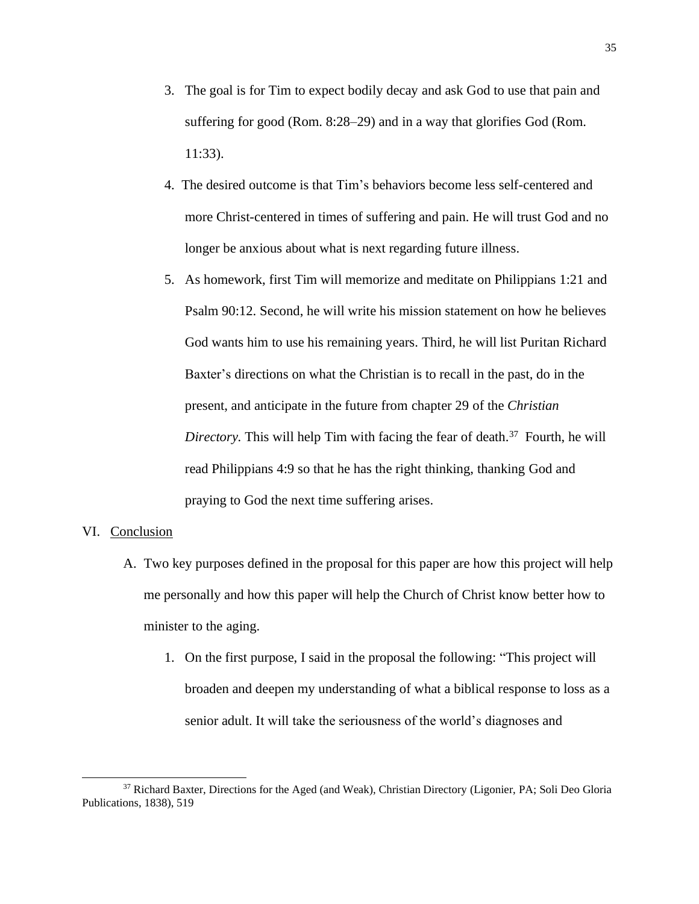3. The goal is for Tim to expect bodily decay and ask God to use that pain and suffering for good (Rom. 8:28–29) and in a way that glorifies God (Rom. 11:33).

4. The desired outcome is that Tim's behaviors become less self-centered and more Christ-centered in times of suffering and pain. He will trust God and no longer be anxious about what is next regarding future illness.

5. As homework, first Tim will memorize and meditate on Philippians 1:21 and Psalm 90:12. Second, he will write his mission statement on how he believes God wants him to use his remaining years. Third, he will list Puritan Richard Baxter's directions on what the Christian is to recall in the past, do in the present, and anticipate in the future from chapter 29 of the *Christian Directory.* This will help Tim with facing the fear of death.[37] Fourth, he will read Philippians 4:9 so that he has the right thinking, thanking God and praying to God the next time suffering arises.

VI. <u>Conclusion</u>

A. Two key purposes defined in the proposal for this paper are how this project will help me personally and how this paper will help the Church of Christ know better how to minister to the aging.

1. On the first purpose, I said in the proposal the following: "This project will broaden and deepen my understanding of what a biblical response to loss as a senior adult. It will take the seriousness of the world's diagnoses and

---

[37] Richard Baxter, Directions for the Aged (and Weak), Christian Directory (Ligonier, PA; Soli Deo Gloria Publications, 1838), 519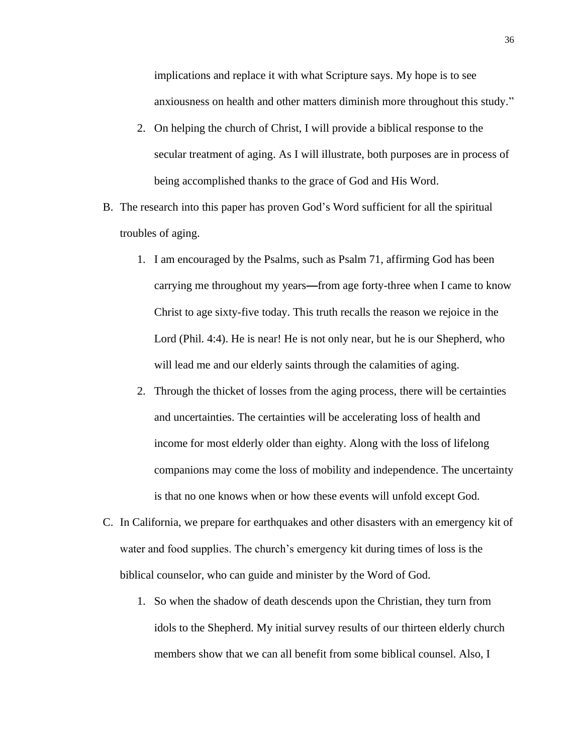implications and replace it with what Scripture says. My hope is to see anxiousness on health and other matters diminish more throughout this study."

2. On helping the church of Christ, I will provide a biblical response to the secular treatment of aging. As I will illustrate, both purposes are in process of being accomplished thanks to the grace of God and His Word.

B. The research into this paper has proven God's Word sufficient for all the spiritual troubles of aging.

   1. I am encouraged by the Psalms, such as Psalm 71, affirming God has been carrying me throughout my years—from age forty-three when I came to know Christ to age sixty-five today. This truth recalls the reason we rejoice in the Lord (Phil. 4:4). He is near! He is not only near, but he is our Shepherd, who will lead me and our elderly saints through the calamities of aging.

   2. Through the thicket of losses from the aging process, there will be certainties and uncertainties. The certainties will be accelerating loss of health and income for most elderly older than eighty. Along with the loss of lifelong companions may come the loss of mobility and independence. The uncertainty is that no one knows when or how these events will unfold except God.

C. In California, we prepare for earthquakes and other disasters with an emergency kit of water and food supplies. The church's emergency kit during times of loss is the biblical counselor, who can guide and minister by the Word of God.

   1. So when the shadow of death descends upon the Christian, they turn from idols to the Shepherd. My initial survey results of our thirteen elderly church members show that we can all benefit from some biblical counsel. Also, I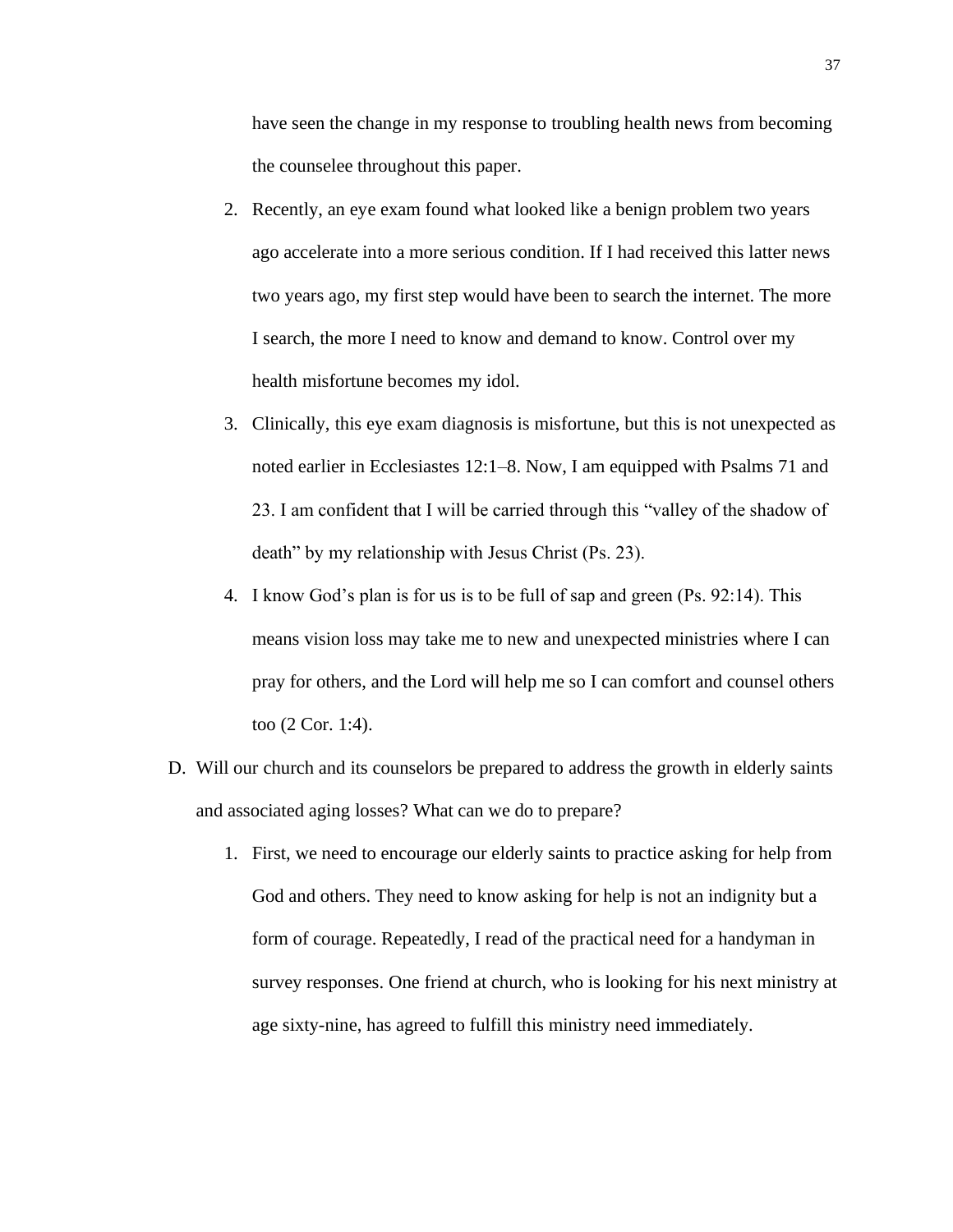have seen the change in my response to troubling health news from becoming the counselee throughout this paper.

2. Recently, an eye exam found what looked like a benign problem two years ago accelerate into a more serious condition. If I had received this latter news two years ago, my first step would have been to search the internet. The more I search, the more I need to know and demand to know. Control over my health misfortune becomes my idol.
3. Clinically, this eye exam diagnosis is misfortune, but this is not unexpected as noted earlier in Ecclesiastes 12:1–8. Now, I am equipped with Psalms 71 and 23. I am confident that I will be carried through this "valley of the shadow of death" by my relationship with Jesus Christ (Ps. 23).
4. I know God's plan is for us is to be full of sap and green (Ps. 92:14). This means vision loss may take me to new and unexpected ministries where I can pray for others, and the Lord will help me so I can comfort and counsel others too (2 Cor. 1:4).

D. Will our church and its counselors be prepared to address the growth in elderly saints and associated aging losses? What can we do to prepare?

1. First, we need to encourage our elderly saints to practice asking for help from God and others. They need to know asking for help is not an indignity but a form of courage. Repeatedly, I read of the practical need for a handyman in survey responses. One friend at church, who is looking for his next ministry at age sixty-nine, has agreed to fulfill this ministry need immediately.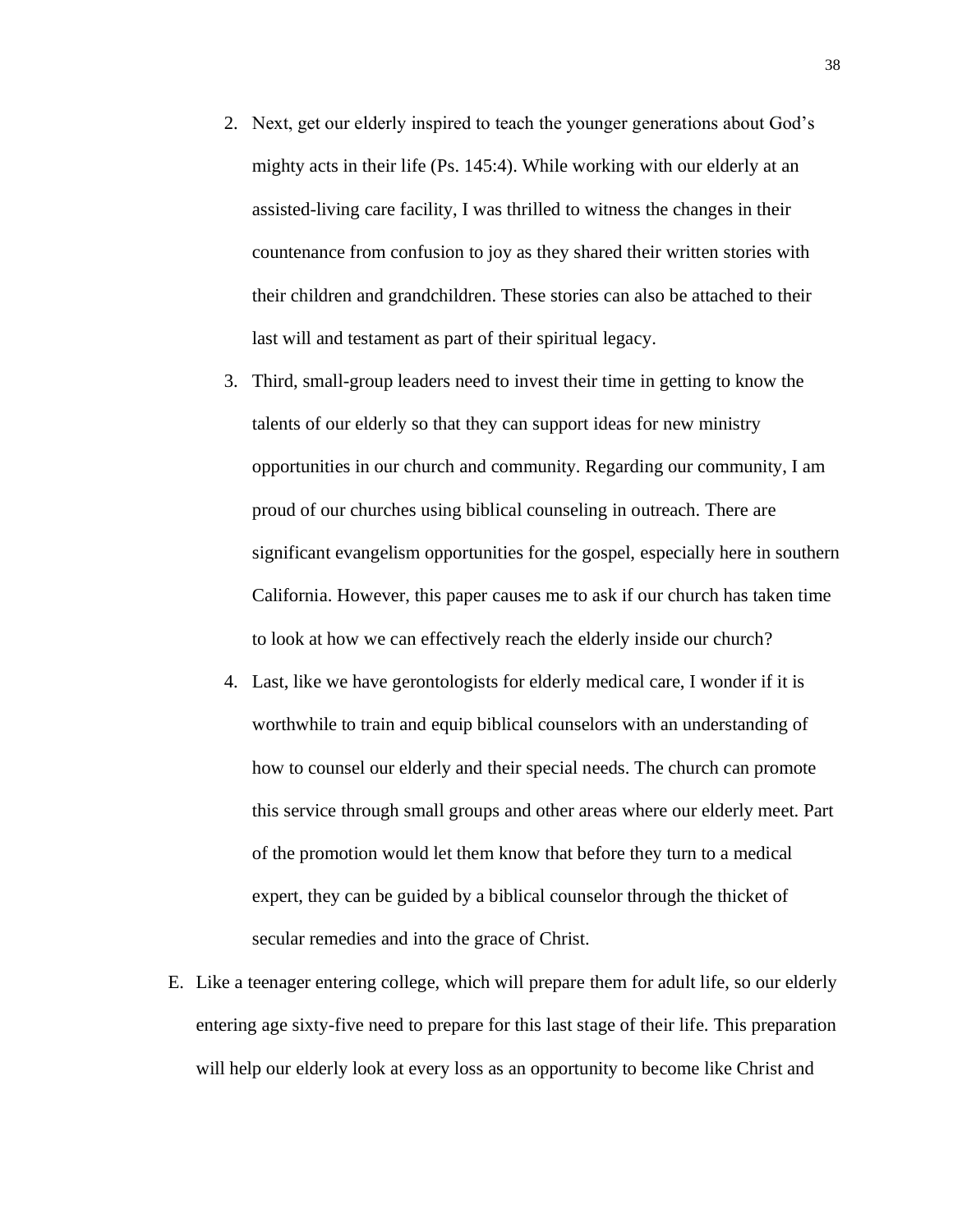2. Next, get our elderly inspired to teach the younger generations about God's mighty acts in their life (Ps. 145:4). While working with our elderly at an assisted-living care facility, I was thrilled to witness the changes in their countenance from confusion to joy as they shared their written stories with their children and grandchildren. These stories can also be attached to their last will and testament as part of their spiritual legacy.
3. Third, small-group leaders need to invest their time in getting to know the talents of our elderly so that they can support ideas for new ministry opportunities in our church and community. Regarding our community, I am proud of our churches using biblical counseling in outreach. There are significant evangelism opportunities for the gospel, especially here in southern California. However, this paper causes me to ask if our church has taken time to look at how we can effectively reach the elderly inside our church?
4. Last, like we have gerontologists for elderly medical care, I wonder if it is worthwhile to train and equip biblical counselors with an understanding of how to counsel our elderly and their special needs. The church can promote this service through small groups and other areas where our elderly meet. Part of the promotion would let them know that before they turn to a medical expert, they can be guided by a biblical counselor through the thicket of secular remedies and into the grace of Christ.

E. Like a teenager entering college, which will prepare them for adult life, so our elderly entering age sixty-five need to prepare for this last stage of their life. This preparation will help our elderly look at every loss as an opportunity to become like Christ and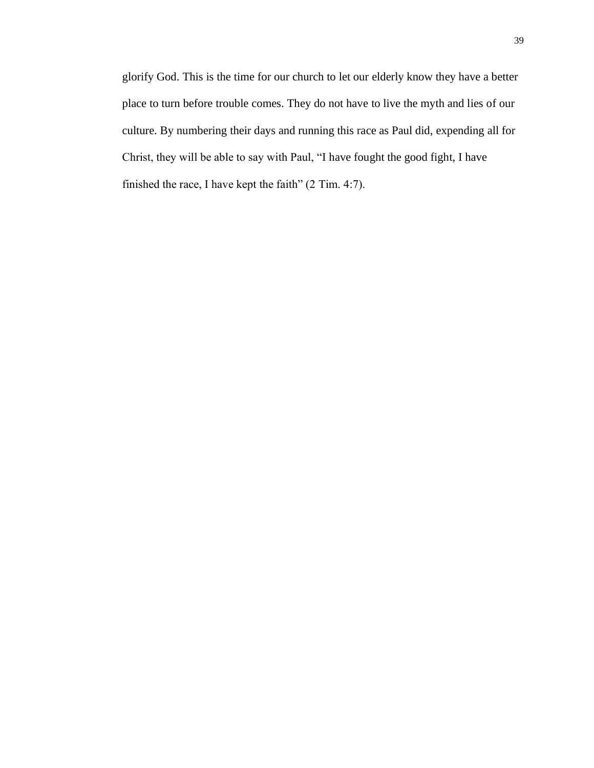glorify God. This is the time for our church to let our elderly know they have a better place to turn before trouble comes. They do not have to live the myth and lies of our culture. By numbering their days and running this race as Paul did, expending all for Christ, they will be able to say with Paul, “I have fought the good fight, I have finished the race, I have kept the faith” (2 Tim. 4:7).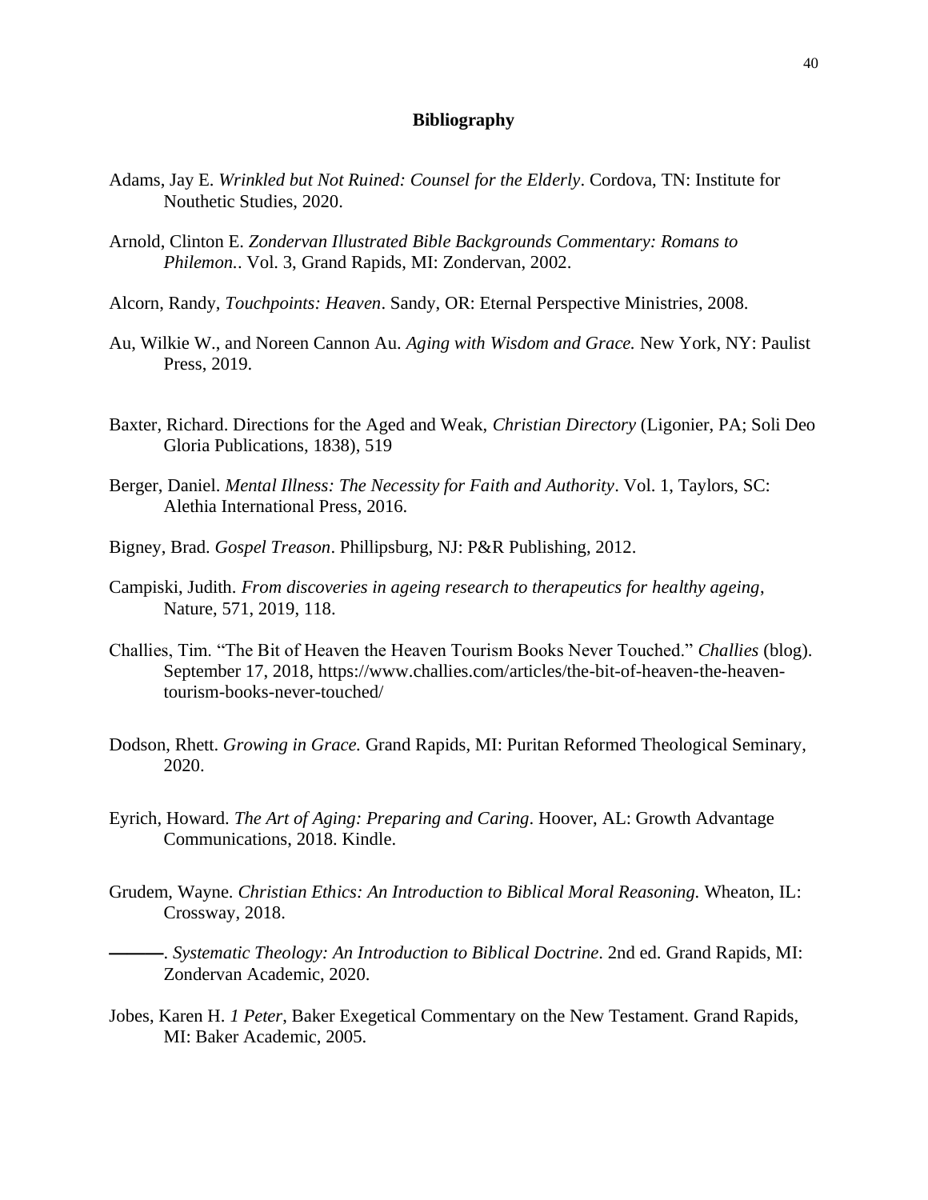# Bibliography

Adams, Jay E. *Wrinkled but Not Ruined: Counsel for the Elderly*. Cordova, TN: Institute for Nouthetic Studies, 2020.

Arnold, Clinton E. *Zondervan Illustrated Bible Backgrounds Commentary: Romans to Philemon.*. Vol. 3, Grand Rapids, MI: Zondervan, 2002.

Alcorn, Randy, *Touchpoints: Heaven*. Sandy, OR: Eternal Perspective Ministries, 2008.

Au, Wilkie W., and Noreen Cannon Au. *Aging with Wisdom and Grace.* New York, NY: Paulist Press, 2019.

Baxter, Richard. Directions for the Aged and Weak, *Christian Directory* (Ligonier, PA; Soli Deo Gloria Publications, 1838), 519

Berger, Daniel. *Mental Illness: The Necessity for Faith and Authority*. Vol. 1, Taylors, SC: Alethia International Press, 2016.

Bigney, Brad. *Gospel Treason*. Phillipsburg, NJ: P&R Publishing, 2012.

Campiski, Judith. *From discoveries in ageing research to therapeutics for healthy ageing*, Nature, 571, 2019, 118.

Challies, Tim. "The Bit of Heaven the Heaven Tourism Books Never Touched." *Challies* (blog). September 17, 2018, https://www.challies.com/articles/the-bit-of-heaven-the-heaven-tourism-books-never-touched/

Dodson, Rhett. *Growing in Grace.* Grand Rapids, MI: Puritan Reformed Theological Seminary, 2020.

Eyrich, Howard. *The Art of Aging: Preparing and Caring*. Hoover, AL: Growth Advantage Communications, 2018. Kindle.

Grudem, Wayne. *Christian Ethics: An Introduction to Biblical Moral Reasoning.* Wheaton, IL: Crossway, 2018.

———. *Systematic Theology: An Introduction to Biblical Doctrine*. 2nd ed. Grand Rapids, MI: Zondervan Academic, 2020.

Jobes, Karen H. *1 Peter*, Baker Exegetical Commentary on the New Testament. Grand Rapids, MI: Baker Academic, 2005.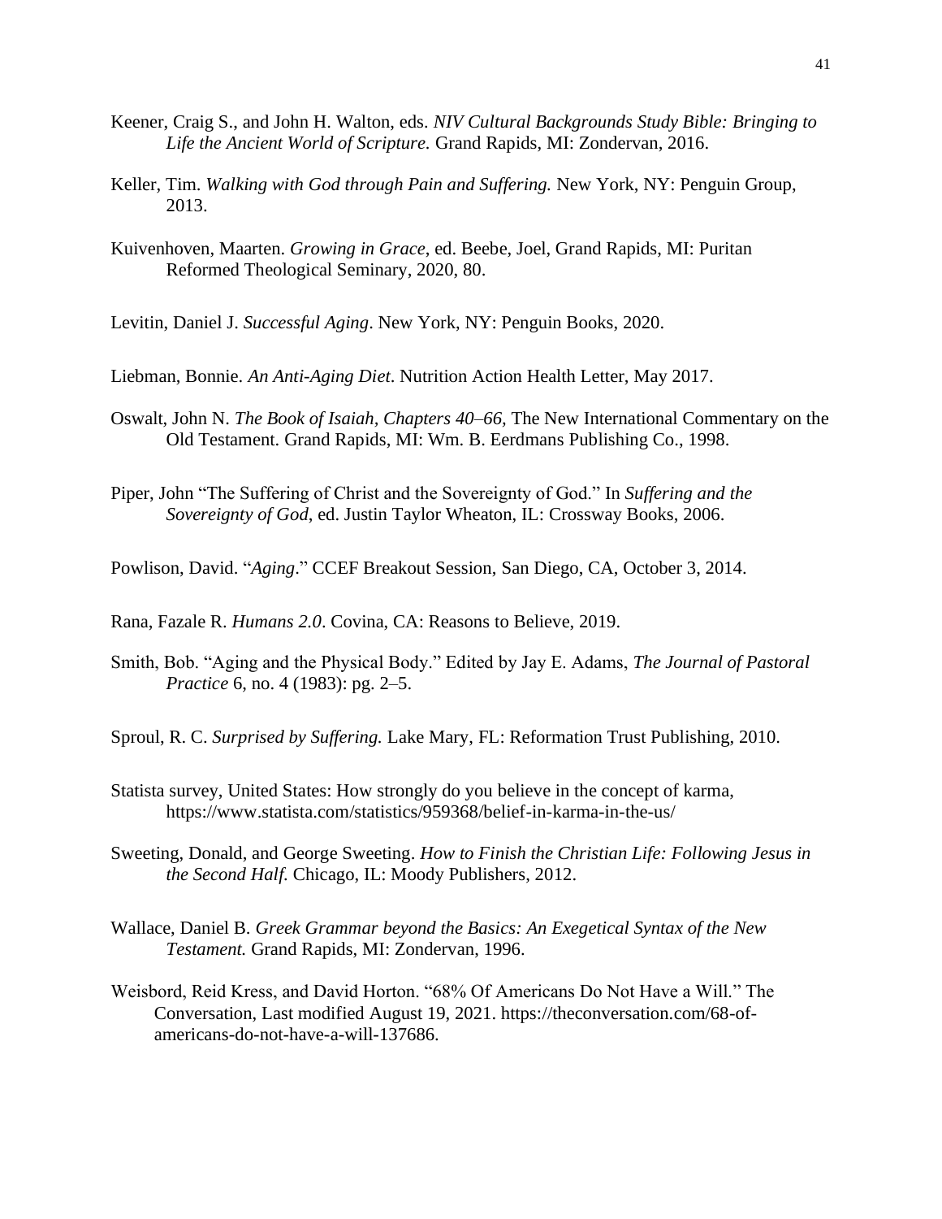Keener, Craig S., and John H. Walton, eds. *NIV Cultural Backgrounds Study Bible: Bringing to Life the Ancient World of Scripture.* Grand Rapids, MI: Zondervan, 2016.

Keller, Tim. *Walking with God through Pain and Suffering.* New York, NY: Penguin Group, 2013.

Kuivenhoven, Maarten. *Growing in Grace*, ed. Beebe, Joel, Grand Rapids, MI: Puritan Reformed Theological Seminary, 2020, 80.

Levitin, Daniel J. *Successful Aging*. New York, NY: Penguin Books, 2020.

Liebman, Bonnie. *An Anti-Aging Diet*. Nutrition Action Health Letter, May 2017.

Oswalt, John N. *The Book of Isaiah, Chapters 40–66,* The New International Commentary on the Old Testament. Grand Rapids, MI: Wm. B. Eerdmans Publishing Co., 1998.

Piper, John "The Suffering of Christ and the Sovereignty of God." In *Suffering and the Sovereignty of God*, ed. Justin Taylor Wheaton, IL: Crossway Books, 2006.

Powlison, David. "*Aging*." CCEF Breakout Session, San Diego, CA, October 3, 2014.

Rana, Fazale R. *Humans 2.0*. Covina, CA: Reasons to Believe, 2019.

Smith, Bob. "Aging and the Physical Body." Edited by Jay E. Adams, *The Journal of Pastoral Practice* 6, no. 4 (1983): pg. 2–5.

Sproul, R. C. *Surprised by Suffering.* Lake Mary, FL: Reformation Trust Publishing, 2010.

Statista survey, United States: How strongly do you believe in the concept of karma, https://www.statista.com/statistics/959368/belief-in-karma-in-the-us/

Sweeting, Donald, and George Sweeting. *How to Finish the Christian Life: Following Jesus in the Second Half.* Chicago, IL: Moody Publishers, 2012.

Wallace, Daniel B. *Greek Grammar beyond the Basics: An Exegetical Syntax of the New Testament.* Grand Rapids, MI: Zondervan, 1996.

Weisbord, Reid Kress, and David Horton. "68% Of Americans Do Not Have a Will." The Conversation, Last modified August 19, 2021. https://theconversation.com/68-of-americans-do-not-have-a-will-137686.